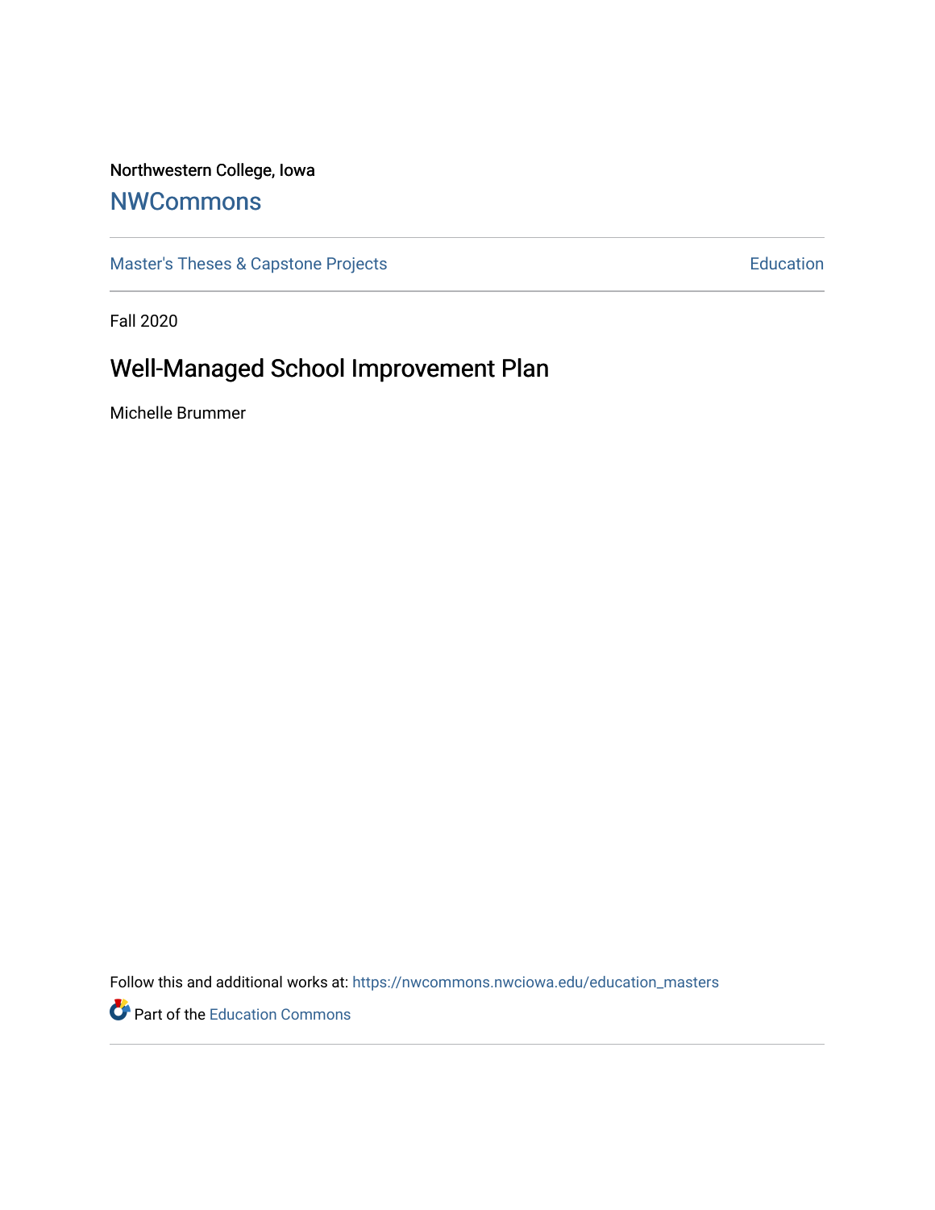Northwestern College, Iowa

## NWCommons

Master's Theses & Capstone Projects | Education

Fall 2020

# Well-Managed School Improvement Plan

Michelle Brummer

Follow this and additional works at: https://nwcommons.nwciowa.edu/education_masters

Part of the Education Commons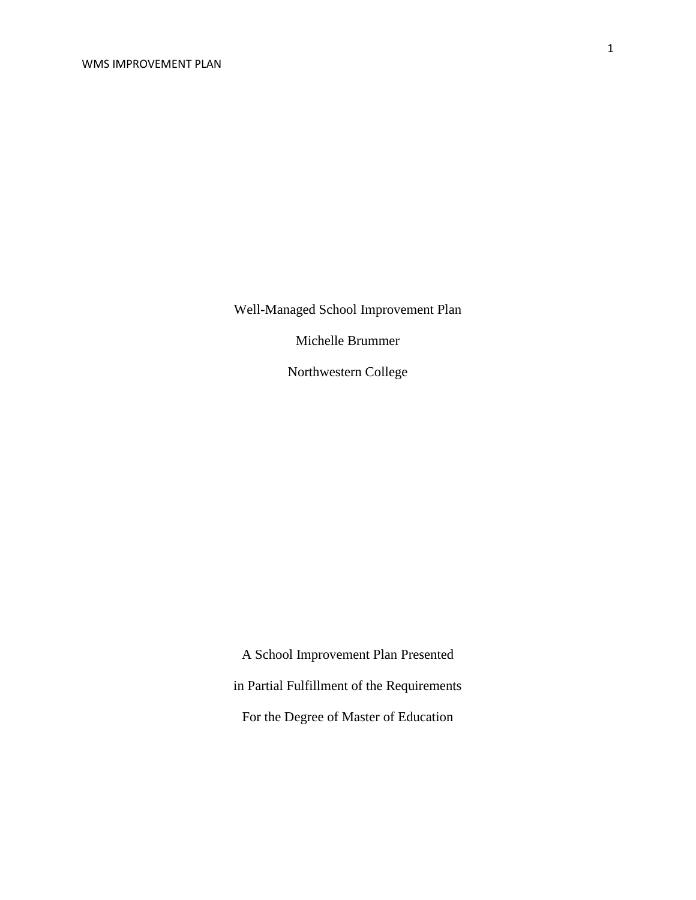Well-Managed School Improvement Plan

Michelle Brummer

Northwestern College

A School Improvement Plan Presented

in Partial Fulfillment of the Requirements

For the Degree of Master of Education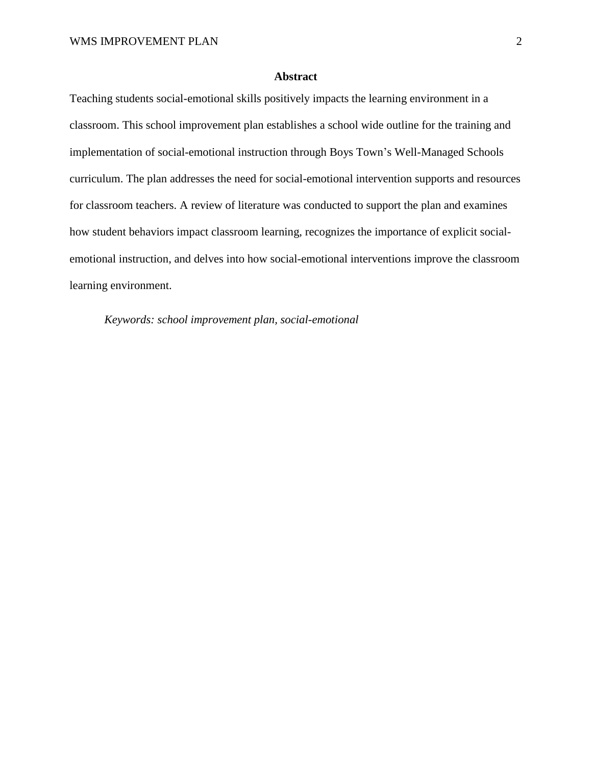## Abstract

Teaching students social-emotional skills positively impacts the learning environment in a classroom. This school improvement plan establishes a school wide outline for the training and implementation of social-emotional instruction through Boys Town's Well-Managed Schools curriculum. The plan addresses the need for social-emotional intervention supports and resources for classroom teachers. A review of literature was conducted to support the plan and examines how student behaviors impact classroom learning, recognizes the importance of explicit social-emotional instruction, and delves into how social-emotional interventions improve the classroom learning environment.

*Keywords: school improvement plan, social-emotional*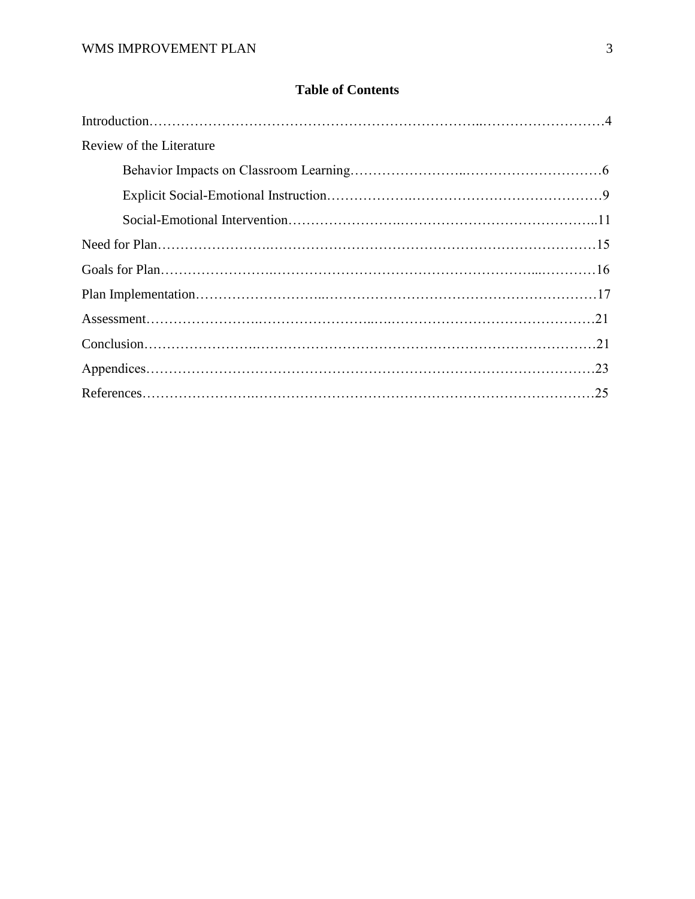**Table of Contents**

Introduction……………………………………………………………..………………………4

Review of the Literature

- Behavior Impacts on Classroom Learning…………………..…………………………6
- Explicit Social-Emotional Instruction……………..……………………………………9
- Social-Emotional Intervention…………………..…………………………………..11

Need for Plan…………………..…………………………………………………………………15

Goals for Plan…………………..…………………………………………………...…………16

Plan Implementation……………………...…………………………………………………17

Assessment…………………..…………………...…..………………………………………21

Conclusion…………………..………………………………………………………………21

Appendices……………………………………………………………………………………23

References…………………..………………………………………………………………25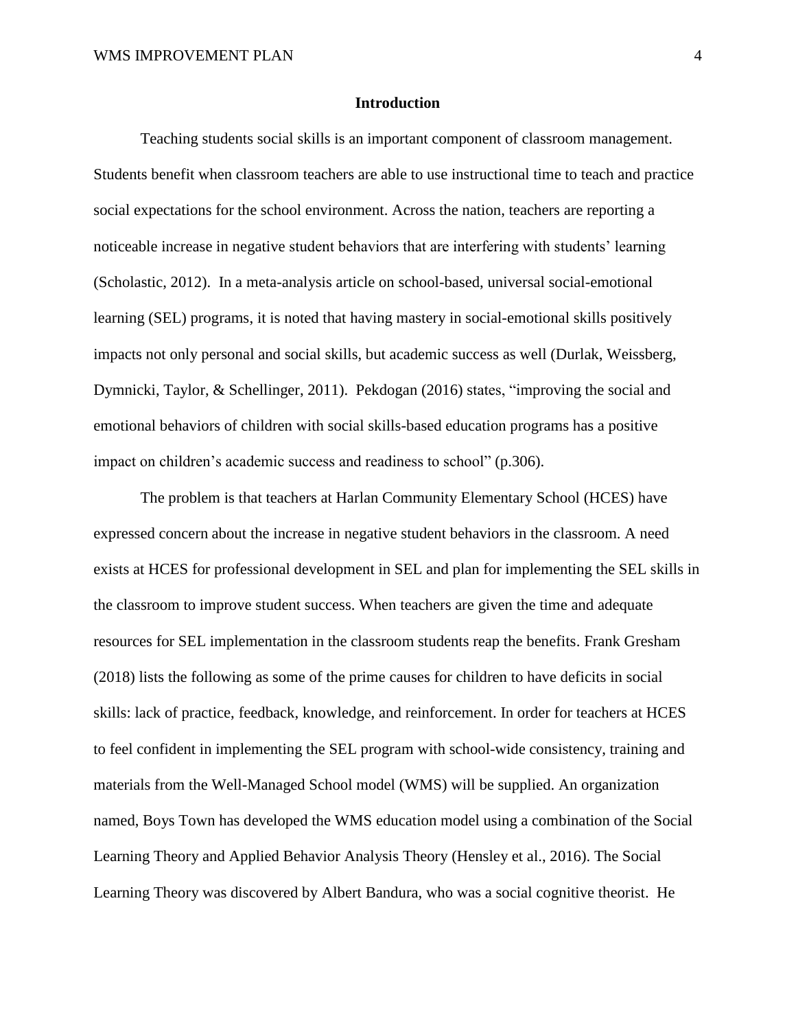## Introduction

Teaching students social skills is an important component of classroom management. Students benefit when classroom teachers are able to use instructional time to teach and practice social expectations for the school environment. Across the nation, teachers are reporting a noticeable increase in negative student behaviors that are interfering with students' learning (Scholastic, 2012). In a meta-analysis article on school-based, universal social-emotional learning (SEL) programs, it is noted that having mastery in social-emotional skills positively impacts not only personal and social skills, but academic success as well (Durlak, Weissberg, Dymnicki, Taylor, & Schellinger, 2011). Pekdogan (2016) states, "improving the social and emotional behaviors of children with social skills-based education programs has a positive impact on children's academic success and readiness to school" (p.306).

The problem is that teachers at Harlan Community Elementary School (HCES) have expressed concern about the increase in negative student behaviors in the classroom. A need exists at HCES for professional development in SEL and plan for implementing the SEL skills in the classroom to improve student success. When teachers are given the time and adequate resources for SEL implementation in the classroom students reap the benefits. Frank Gresham (2018) lists the following as some of the prime causes for children to have deficits in social skills: lack of practice, feedback, knowledge, and reinforcement. In order for teachers at HCES to feel confident in implementing the SEL program with school-wide consistency, training and materials from the Well-Managed School model (WMS) will be supplied. An organization named, Boys Town has developed the WMS education model using a combination of the Social Learning Theory and Applied Behavior Analysis Theory (Hensley et al., 2016). The Social Learning Theory was discovered by Albert Bandura, who was a social cognitive theorist. He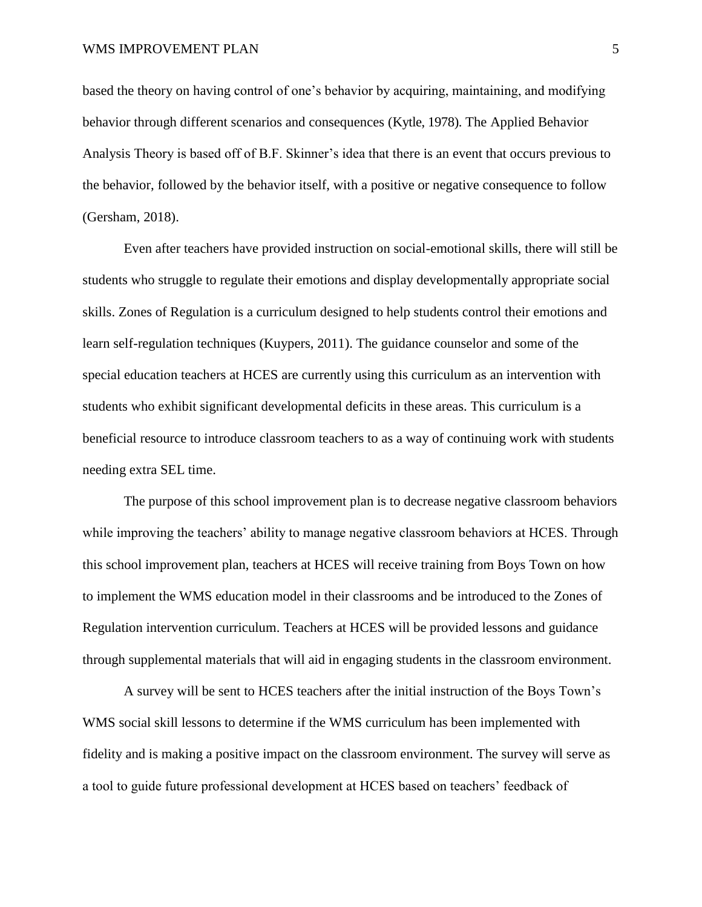based the theory on having control of one's behavior by acquiring, maintaining, and modifying behavior through different scenarios and consequences (Kytle, 1978). The Applied Behavior Analysis Theory is based off of B.F. Skinner's idea that there is an event that occurs previous to the behavior, followed by the behavior itself, with a positive or negative consequence to follow (Gersham, 2018).

Even after teachers have provided instruction on social-emotional skills, there will still be students who struggle to regulate their emotions and display developmentally appropriate social skills. Zones of Regulation is a curriculum designed to help students control their emotions and learn self-regulation techniques (Kuypers, 2011). The guidance counselor and some of the special education teachers at HCES are currently using this curriculum as an intervention with students who exhibit significant developmental deficits in these areas. This curriculum is a beneficial resource to introduce classroom teachers to as a way of continuing work with students needing extra SEL time.

The purpose of this school improvement plan is to decrease negative classroom behaviors while improving the teachers' ability to manage negative classroom behaviors at HCES. Through this school improvement plan, teachers at HCES will receive training from Boys Town on how to implement the WMS education model in their classrooms and be introduced to the Zones of Regulation intervention curriculum. Teachers at HCES will be provided lessons and guidance through supplemental materials that will aid in engaging students in the classroom environment.

A survey will be sent to HCES teachers after the initial instruction of the Boys Town's WMS social skill lessons to determine if the WMS curriculum has been implemented with fidelity and is making a positive impact on the classroom environment. The survey will serve as a tool to guide future professional development at HCES based on teachers' feedback of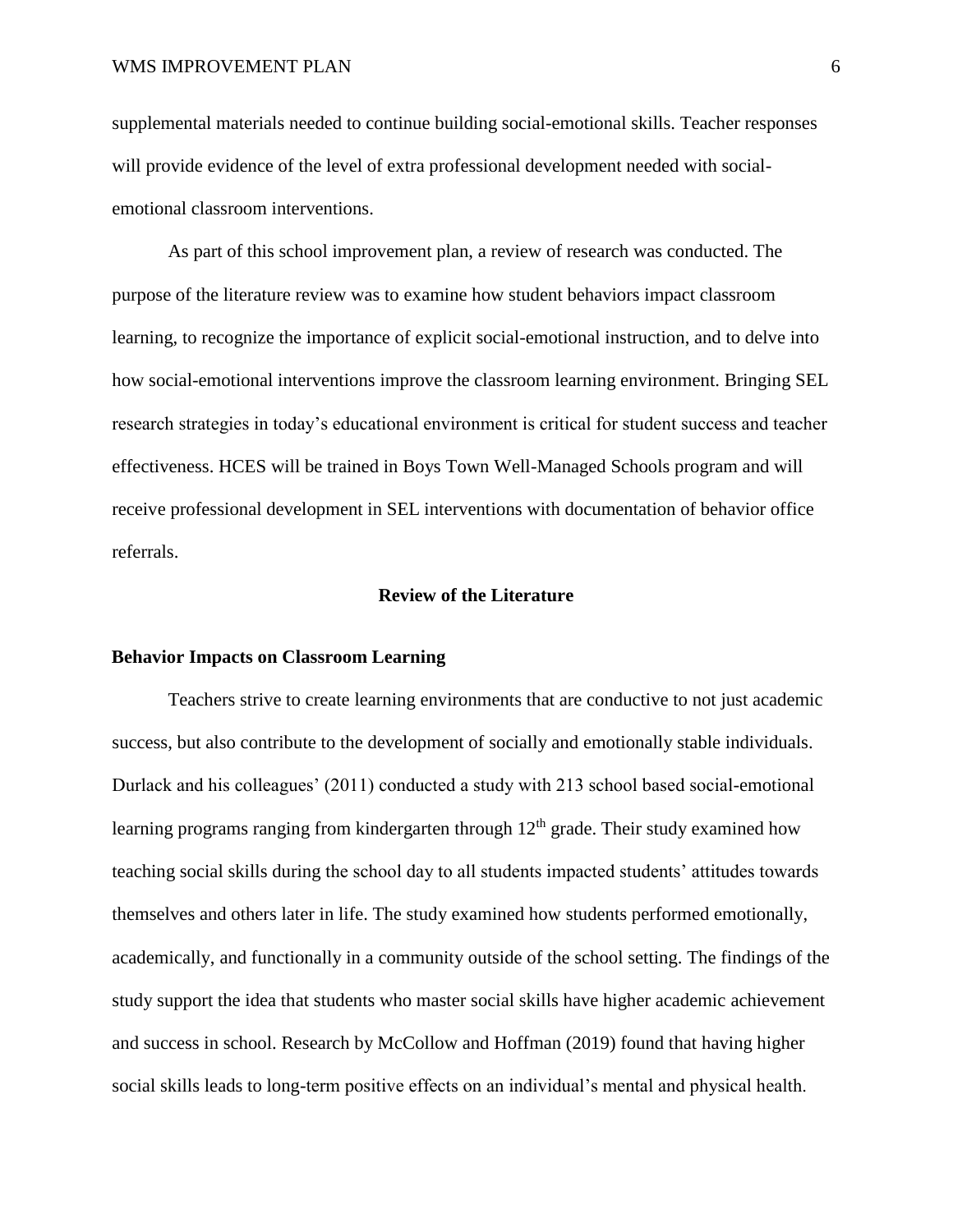supplemental materials needed to continue building social-emotional skills. Teacher responses will provide evidence of the level of extra professional development needed with social-emotional classroom interventions.

As part of this school improvement plan, a review of research was conducted. The purpose of the literature review was to examine how student behaviors impact classroom learning, to recognize the importance of explicit social-emotional instruction, and to delve into how social-emotional interventions improve the classroom learning environment. Bringing SEL research strategies in today's educational environment is critical for student success and teacher effectiveness. HCES will be trained in Boys Town Well-Managed Schools program and will receive professional development in SEL interventions with documentation of behavior office referrals.

## Review of the Literature

### Behavior Impacts on Classroom Learning

Teachers strive to create learning environments that are conductive to not just academic success, but also contribute to the development of socially and emotionally stable individuals. Durlack and his colleagues' (2011) conducted a study with 213 school based social-emotional learning programs ranging from kindergarten through 12th grade. Their study examined how teaching social skills during the school day to all students impacted students' attitudes towards themselves and others later in life. The study examined how students performed emotionally, academically, and functionally in a community outside of the school setting. The findings of the study support the idea that students who master social skills have higher academic achievement and success in school. Research by McCollow and Hoffman (2019) found that having higher social skills leads to long-term positive effects on an individual's mental and physical health.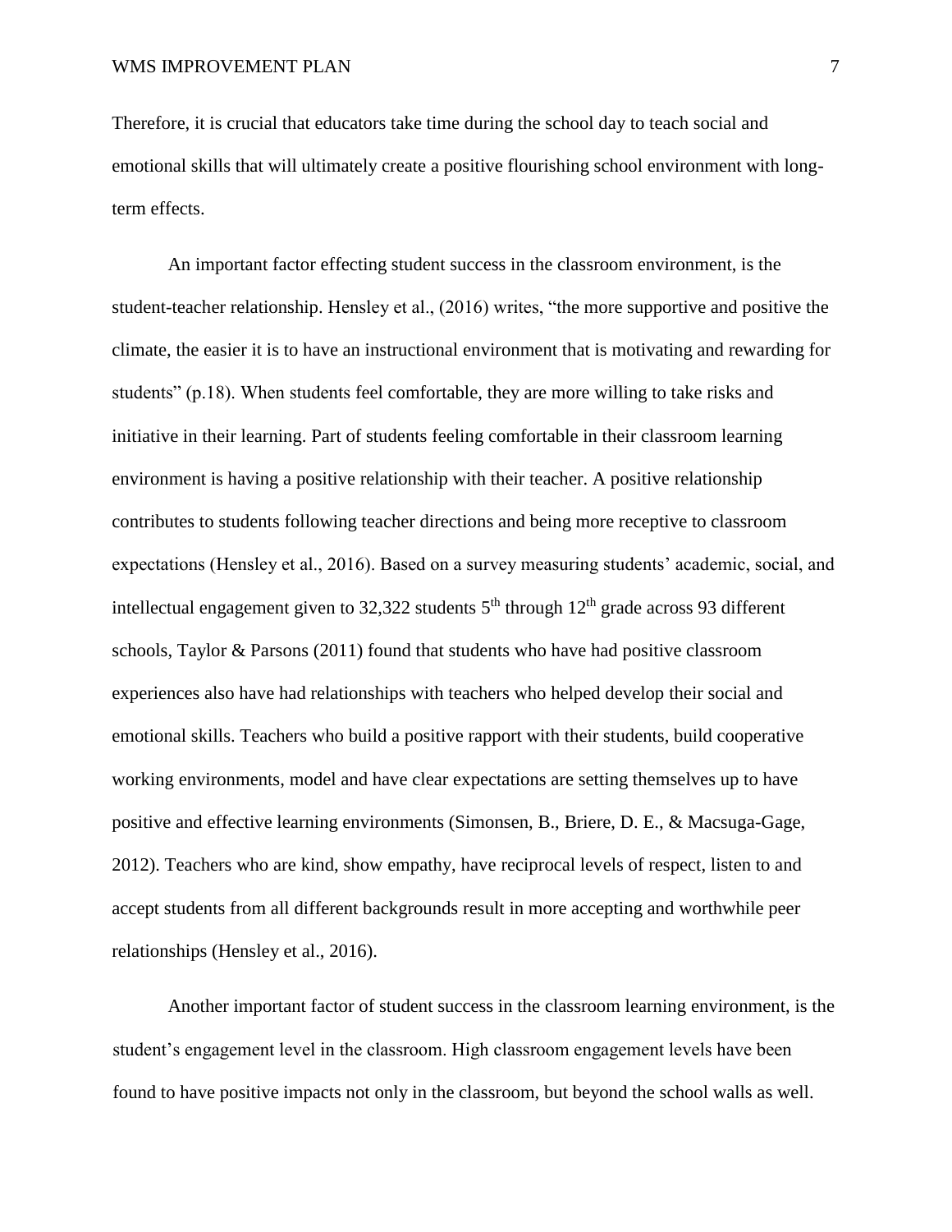Therefore, it is crucial that educators take time during the school day to teach social and emotional skills that will ultimately create a positive flourishing school environment with long-term effects.

An important factor effecting student success in the classroom environment, is the student-teacher relationship. Hensley et al., (2016) writes, "the more supportive and positive the climate, the easier it is to have an instructional environment that is motivating and rewarding for students" (p.18). When students feel comfortable, they are more willing to take risks and initiative in their learning. Part of students feeling comfortable in their classroom learning environment is having a positive relationship with their teacher. A positive relationship contributes to students following teacher directions and being more receptive to classroom expectations (Hensley et al., 2016). Based on a survey measuring students' academic, social, and intellectual engagement given to 32,322 students 5th through 12th grade across 93 different schools, Taylor & Parsons (2011) found that students who have had positive classroom experiences also have had relationships with teachers who helped develop their social and emotional skills. Teachers who build a positive rapport with their students, build cooperative working environments, model and have clear expectations are setting themselves up to have positive and effective learning environments (Simonsen, B., Briere, D. E., & Macsuga-Gage, 2012). Teachers who are kind, show empathy, have reciprocal levels of respect, listen to and accept students from all different backgrounds result in more accepting and worthwhile peer relationships (Hensley et al., 2016).

Another important factor of student success in the classroom learning environment, is the student's engagement level in the classroom. High classroom engagement levels have been found to have positive impacts not only in the classroom, but beyond the school walls as well.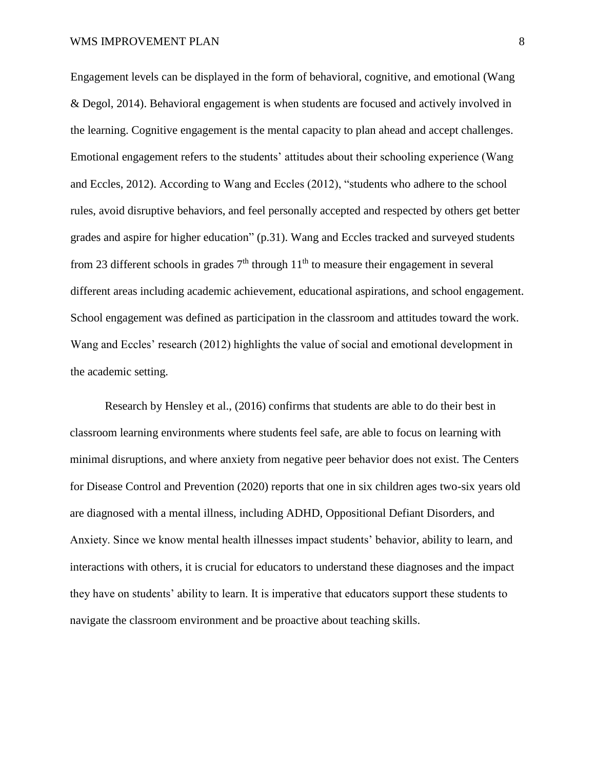Engagement levels can be displayed in the form of behavioral, cognitive, and emotional (Wang & Degol, 2014). Behavioral engagement is when students are focused and actively involved in the learning. Cognitive engagement is the mental capacity to plan ahead and accept challenges. Emotional engagement refers to the students' attitudes about their schooling experience (Wang and Eccles, 2012). According to Wang and Eccles (2012), "students who adhere to the school rules, avoid disruptive behaviors, and feel personally accepted and respected by others get better grades and aspire for higher education" (p.31). Wang and Eccles tracked and surveyed students from 23 different schools in grades 7th through 11th to measure their engagement in several different areas including academic achievement, educational aspirations, and school engagement. School engagement was defined as participation in the classroom and attitudes toward the work. Wang and Eccles' research (2012) highlights the value of social and emotional development in the academic setting.

Research by Hensley et al., (2016) confirms that students are able to do their best in classroom learning environments where students feel safe, are able to focus on learning with minimal disruptions, and where anxiety from negative peer behavior does not exist. The Centers for Disease Control and Prevention (2020) reports that one in six children ages two-six years old are diagnosed with a mental illness, including ADHD, Oppositional Defiant Disorders, and Anxiety. Since we know mental health illnesses impact students' behavior, ability to learn, and interactions with others, it is crucial for educators to understand these diagnoses and the impact they have on students' ability to learn. It is imperative that educators support these students to navigate the classroom environment and be proactive about teaching skills.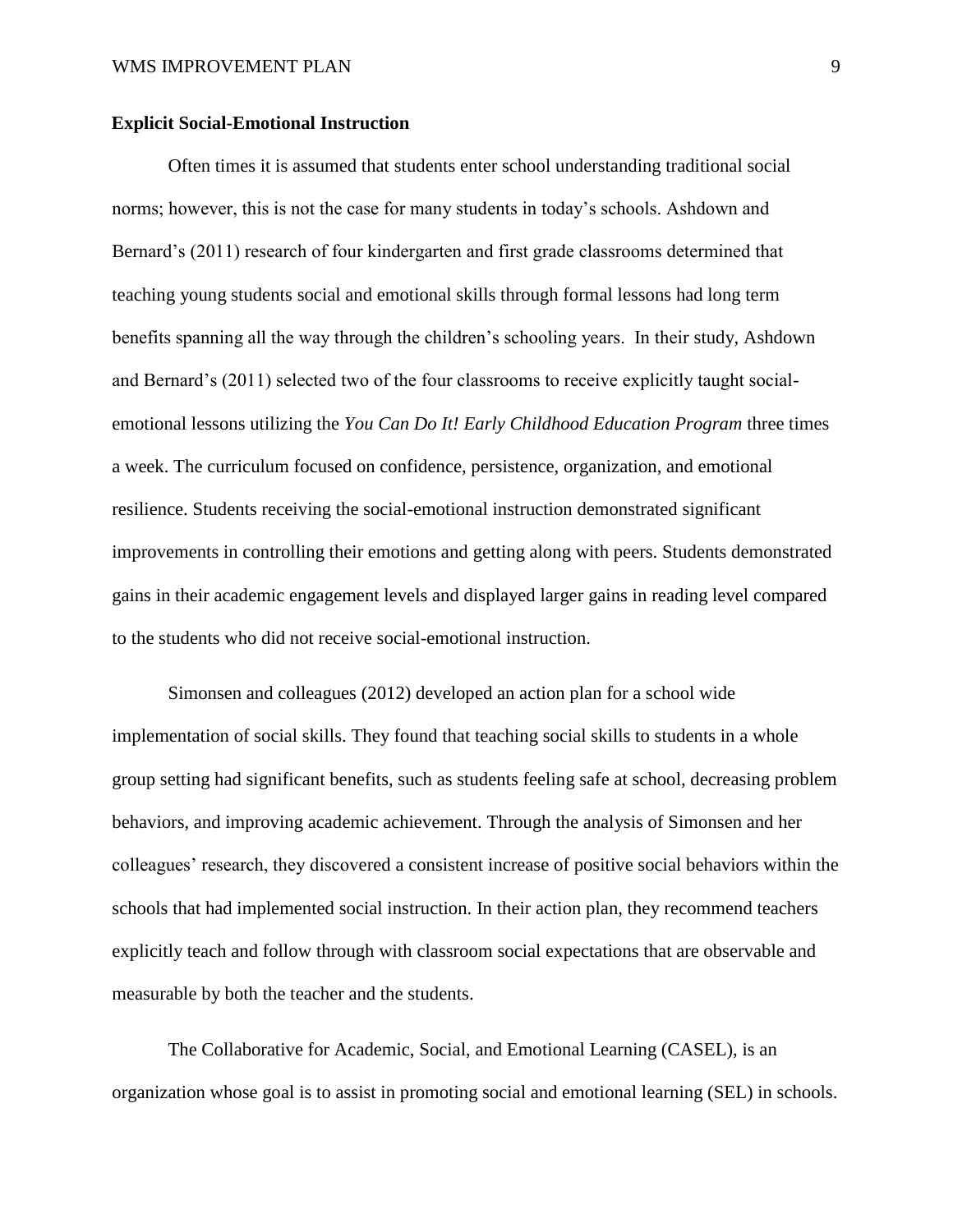**Explicit Social-Emotional Instruction**

Often times it is assumed that students enter school understanding traditional social norms; however, this is not the case for many students in today's schools. Ashdown and Bernard's (2011) research of four kindergarten and first grade classrooms determined that teaching young students social and emotional skills through formal lessons had long term benefits spanning all the way through the children's schooling years. In their study, Ashdown and Bernard's (2011) selected two of the four classrooms to receive explicitly taught social-emotional lessons utilizing the *You Can Do It! Early Childhood Education Program* three times a week. The curriculum focused on confidence, persistence, organization, and emotional resilience. Students receiving the social-emotional instruction demonstrated significant improvements in controlling their emotions and getting along with peers. Students demonstrated gains in their academic engagement levels and displayed larger gains in reading level compared to the students who did not receive social-emotional instruction.

Simonsen and colleagues (2012) developed an action plan for a school wide implementation of social skills. They found that teaching social skills to students in a whole group setting had significant benefits, such as students feeling safe at school, decreasing problem behaviors, and improving academic achievement. Through the analysis of Simonsen and her colleagues' research, they discovered a consistent increase of positive social behaviors within the schools that had implemented social instruction. In their action plan, they recommend teachers explicitly teach and follow through with classroom social expectations that are observable and measurable by both the teacher and the students.

The Collaborative for Academic, Social, and Emotional Learning (CASEL), is an organization whose goal is to assist in promoting social and emotional learning (SEL) in schools.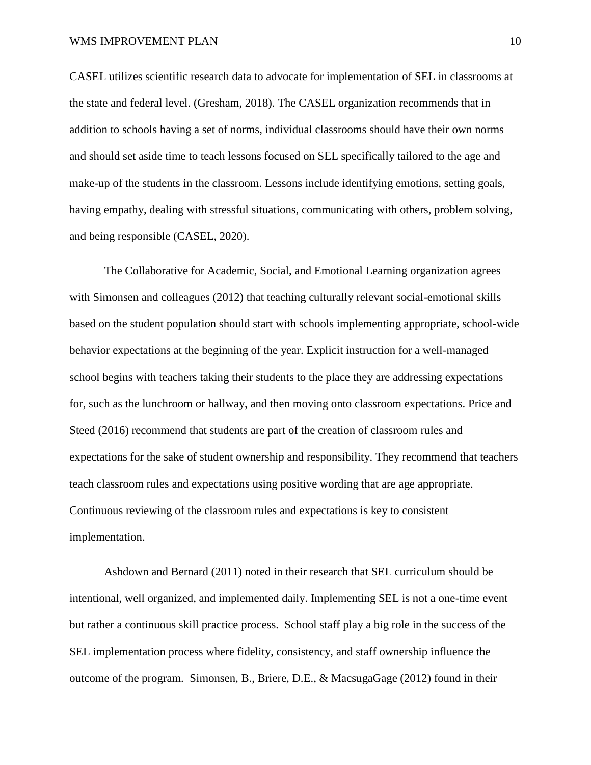CASEL utilizes scientific research data to advocate for implementation of SEL in classrooms at the state and federal level. (Gresham, 2018). The CASEL organization recommends that in addition to schools having a set of norms, individual classrooms should have their own norms and should set aside time to teach lessons focused on SEL specifically tailored to the age and make-up of the students in the classroom. Lessons include identifying emotions, setting goals, having empathy, dealing with stressful situations, communicating with others, problem solving, and being responsible (CASEL, 2020).

The Collaborative for Academic, Social, and Emotional Learning organization agrees with Simonsen and colleagues (2012) that teaching culturally relevant social-emotional skills based on the student population should start with schools implementing appropriate, school-wide behavior expectations at the beginning of the year. Explicit instruction for a well-managed school begins with teachers taking their students to the place they are addressing expectations for, such as the lunchroom or hallway, and then moving onto classroom expectations. Price and Steed (2016) recommend that students are part of the creation of classroom rules and expectations for the sake of student ownership and responsibility. They recommend that teachers teach classroom rules and expectations using positive wording that are age appropriate. Continuous reviewing of the classroom rules and expectations is key to consistent implementation.

Ashdown and Bernard (2011) noted in their research that SEL curriculum should be intentional, well organized, and implemented daily. Implementing SEL is not a one-time event but rather a continuous skill practice process. School staff play a big role in the success of the SEL implementation process where fidelity, consistency, and staff ownership influence the outcome of the program. Simonsen, B., Briere, D.E., & MacsugaGage (2012) found in their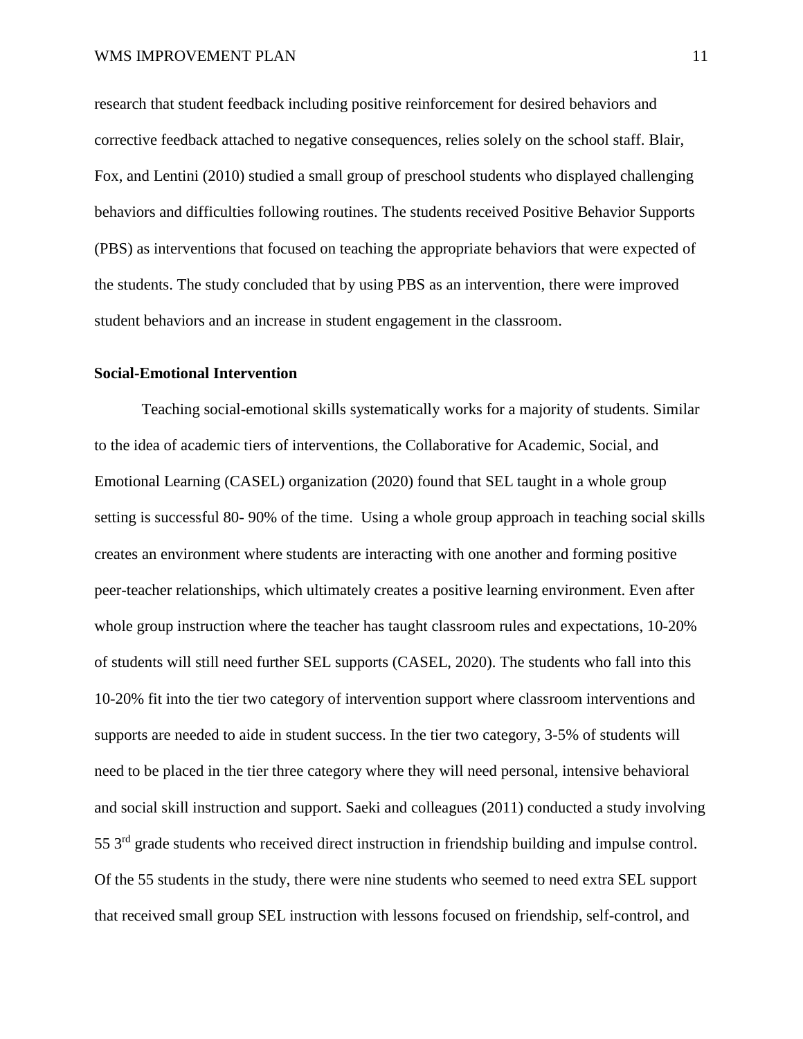research that student feedback including positive reinforcement for desired behaviors and corrective feedback attached to negative consequences, relies solely on the school staff. Blair, Fox, and Lentini (2010) studied a small group of preschool students who displayed challenging behaviors and difficulties following routines. The students received Positive Behavior Supports (PBS) as interventions that focused on teaching the appropriate behaviors that were expected of the students. The study concluded that by using PBS as an intervention, there were improved student behaviors and an increase in student engagement in the classroom.

**Social-Emotional Intervention**

Teaching social-emotional skills systematically works for a majority of students. Similar to the idea of academic tiers of interventions, the Collaborative for Academic, Social, and Emotional Learning (CASEL) organization (2020) found that SEL taught in a whole group setting is successful 80- 90% of the time. Using a whole group approach in teaching social skills creates an environment where students are interacting with one another and forming positive peer-teacher relationships, which ultimately creates a positive learning environment. Even after whole group instruction where the teacher has taught classroom rules and expectations, 10-20% of students will still need further SEL supports (CASEL, 2020). The students who fall into this 10-20% fit into the tier two category of intervention support where classroom interventions and supports are needed to aide in student success. In the tier two category, 3-5% of students will need to be placed in the tier three category where they will need personal, intensive behavioral and social skill instruction and support. Saeki and colleagues (2011) conducted a study involving 55 3rd grade students who received direct instruction in friendship building and impulse control. Of the 55 students in the study, there were nine students who seemed to need extra SEL support that received small group SEL instruction with lessons focused on friendship, self-control, and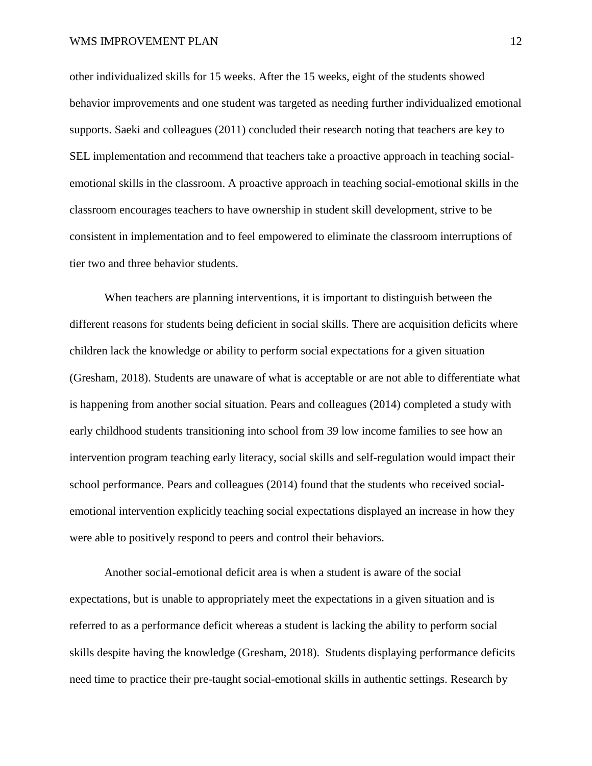other individualized skills for 15 weeks. After the 15 weeks, eight of the students showed behavior improvements and one student was targeted as needing further individualized emotional supports. Saeki and colleagues (2011) concluded their research noting that teachers are key to SEL implementation and recommend that teachers take a proactive approach in teaching social-emotional skills in the classroom. A proactive approach in teaching social-emotional skills in the classroom encourages teachers to have ownership in student skill development, strive to be consistent in implementation and to feel empowered to eliminate the classroom interruptions of tier two and three behavior students.

When teachers are planning interventions, it is important to distinguish between the different reasons for students being deficient in social skills. There are acquisition deficits where children lack the knowledge or ability to perform social expectations for a given situation (Gresham, 2018). Students are unaware of what is acceptable or are not able to differentiate what is happening from another social situation. Pears and colleagues (2014) completed a study with early childhood students transitioning into school from 39 low income families to see how an intervention program teaching early literacy, social skills and self-regulation would impact their school performance. Pears and colleagues (2014) found that the students who received social-emotional intervention explicitly teaching social expectations displayed an increase in how they were able to positively respond to peers and control their behaviors.

Another social-emotional deficit area is when a student is aware of the social expectations, but is unable to appropriately meet the expectations in a given situation and is referred to as a performance deficit whereas a student is lacking the ability to perform social skills despite having the knowledge (Gresham, 2018). Students displaying performance deficits need time to practice their pre-taught social-emotional skills in authentic settings. Research by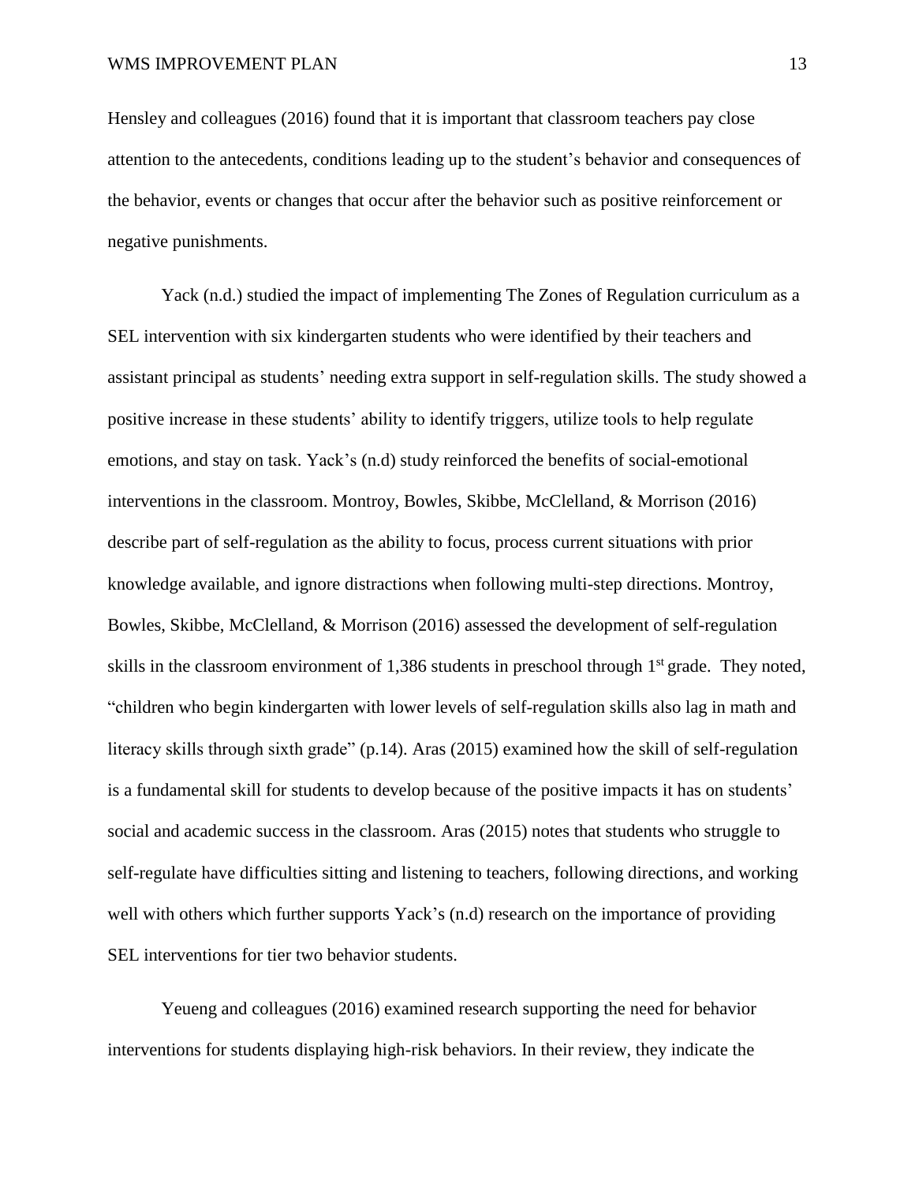Hensley and colleagues (2016) found that it is important that classroom teachers pay close attention to the antecedents, conditions leading up to the student's behavior and consequences of the behavior, events or changes that occur after the behavior such as positive reinforcement or negative punishments.

Yack (n.d.) studied the impact of implementing The Zones of Regulation curriculum as a SEL intervention with six kindergarten students who were identified by their teachers and assistant principal as students' needing extra support in self-regulation skills. The study showed a positive increase in these students' ability to identify triggers, utilize tools to help regulate emotions, and stay on task. Yack's (n.d) study reinforced the benefits of social-emotional interventions in the classroom. Montroy, Bowles, Skibbe, McClelland, & Morrison (2016) describe part of self-regulation as the ability to focus, process current situations with prior knowledge available, and ignore distractions when following multi-step directions. Montroy, Bowles, Skibbe, McClelland, & Morrison (2016) assessed the development of self-regulation skills in the classroom environment of 1,386 students in preschool through 1st grade. They noted, "children who begin kindergarten with lower levels of self-regulation skills also lag in math and literacy skills through sixth grade" (p.14). Aras (2015) examined how the skill of self-regulation is a fundamental skill for students to develop because of the positive impacts it has on students' social and academic success in the classroom. Aras (2015) notes that students who struggle to self-regulate have difficulties sitting and listening to teachers, following directions, and working well with others which further supports Yack's (n.d) research on the importance of providing SEL interventions for tier two behavior students.

Yeueng and colleagues (2016) examined research supporting the need for behavior interventions for students displaying high-risk behaviors. In their review, they indicate the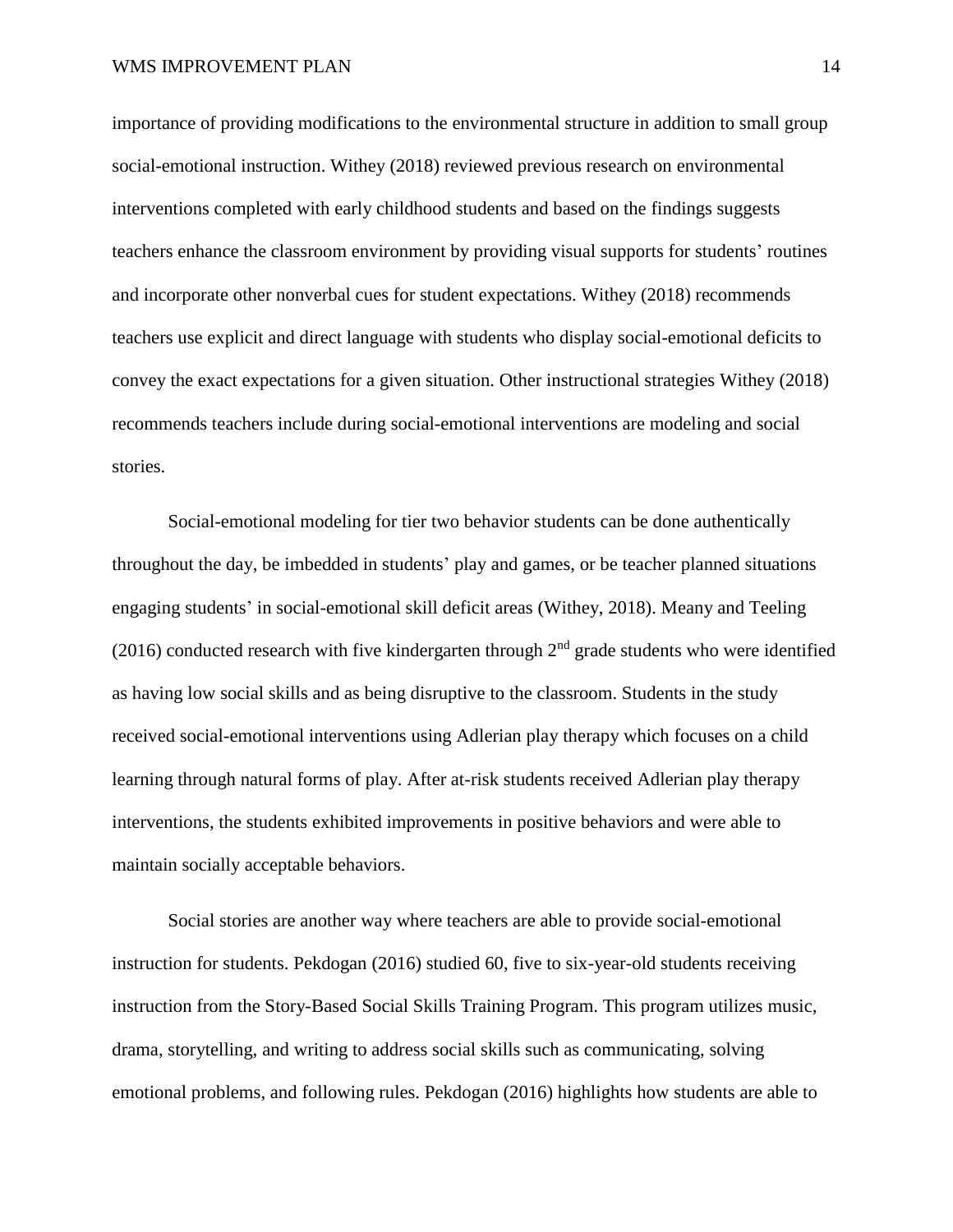importance of providing modifications to the environmental structure in addition to small group social-emotional instruction. Withey (2018) reviewed previous research on environmental interventions completed with early childhood students and based on the findings suggests teachers enhance the classroom environment by providing visual supports for students' routines and incorporate other nonverbal cues for student expectations. Withey (2018) recommends teachers use explicit and direct language with students who display social-emotional deficits to convey the exact expectations for a given situation. Other instructional strategies Withey (2018) recommends teachers include during social-emotional interventions are modeling and social stories.

Social-emotional modeling for tier two behavior students can be done authentically throughout the day, be imbedded in students' play and games, or be teacher planned situations engaging students' in social-emotional skill deficit areas (Withey, 2018). Meany and Teeling (2016) conducted research with five kindergarten through 2nd grade students who were identified as having low social skills and as being disruptive to the classroom. Students in the study received social-emotional interventions using Adlerian play therapy which focuses on a child learning through natural forms of play. After at-risk students received Adlerian play therapy interventions, the students exhibited improvements in positive behaviors and were able to maintain socially acceptable behaviors.

Social stories are another way where teachers are able to provide social-emotional instruction for students. Pekdogan (2016) studied 60, five to six-year-old students receiving instruction from the Story-Based Social Skills Training Program. This program utilizes music, drama, storytelling, and writing to address social skills such as communicating, solving emotional problems, and following rules. Pekdogan (2016) highlights how students are able to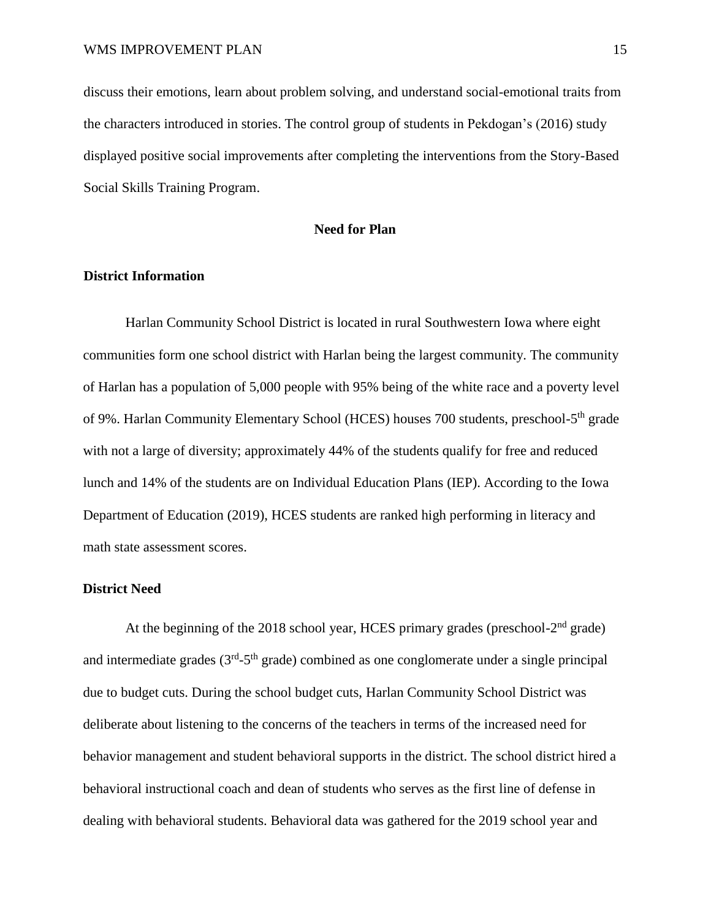discuss their emotions, learn about problem solving, and understand social-emotional traits from the characters introduced in stories. The control group of students in Pekdogan's (2016) study displayed positive social improvements after completing the interventions from the Story-Based Social Skills Training Program.

## Need for Plan

### District Information

Harlan Community School District is located in rural Southwestern Iowa where eight communities form one school district with Harlan being the largest community. The community of Harlan has a population of 5,000 people with 95% being of the white race and a poverty level of 9%. Harlan Community Elementary School (HCES) houses 700 students, preschool-5th grade with not a large of diversity; approximately 44% of the students qualify for free and reduced lunch and 14% of the students are on Individual Education Plans (IEP). According to the Iowa Department of Education (2019), HCES students are ranked high performing in literacy and math state assessment scores.

### District Need

At the beginning of the 2018 school year, HCES primary grades (preschool-2nd grade) and intermediate grades (3rd-5th grade) combined as one conglomerate under a single principal due to budget cuts. During the school budget cuts, Harlan Community School District was deliberate about listening to the concerns of the teachers in terms of the increased need for behavior management and student behavioral supports in the district. The school district hired a behavioral instructional coach and dean of students who serves as the first line of defense in dealing with behavioral students. Behavioral data was gathered for the 2019 school year and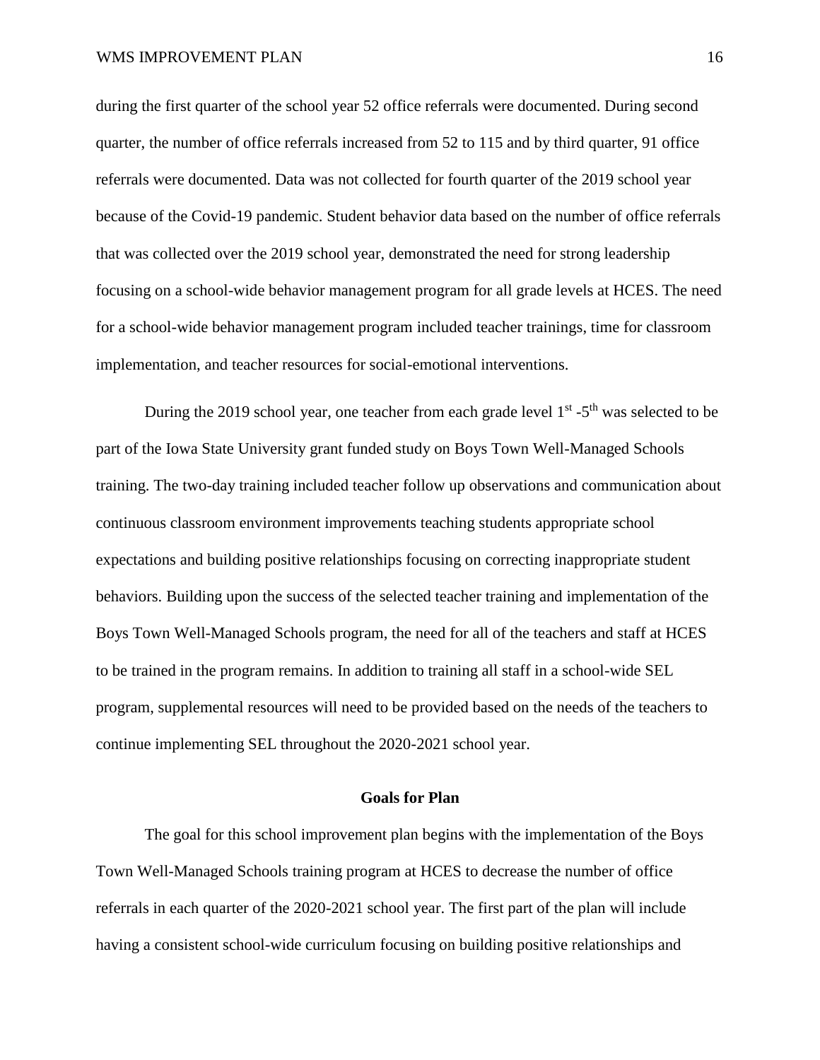during the first quarter of the school year 52 office referrals were documented. During second quarter, the number of office referrals increased from 52 to 115 and by third quarter, 91 office referrals were documented. Data was not collected for fourth quarter of the 2019 school year because of the Covid-19 pandemic. Student behavior data based on the number of office referrals that was collected over the 2019 school year, demonstrated the need for strong leadership focusing on a school-wide behavior management program for all grade levels at HCES. The need for a school-wide behavior management program included teacher trainings, time for classroom implementation, and teacher resources for social-emotional interventions.

During the 2019 school year, one teacher from each grade level 1st -5th was selected to be part of the Iowa State University grant funded study on Boys Town Well-Managed Schools training. The two-day training included teacher follow up observations and communication about continuous classroom environment improvements teaching students appropriate school expectations and building positive relationships focusing on correcting inappropriate student behaviors. Building upon the success of the selected teacher training and implementation of the Boys Town Well-Managed Schools program, the need for all of the teachers and staff at HCES to be trained in the program remains. In addition to training all staff in a school-wide SEL program, supplemental resources will need to be provided based on the needs of the teachers to continue implementing SEL throughout the 2020-2021 school year.

## Goals for Plan

The goal for this school improvement plan begins with the implementation of the Boys Town Well-Managed Schools training program at HCES to decrease the number of office referrals in each quarter of the 2020-2021 school year. The first part of the plan will include having a consistent school-wide curriculum focusing on building positive relationships and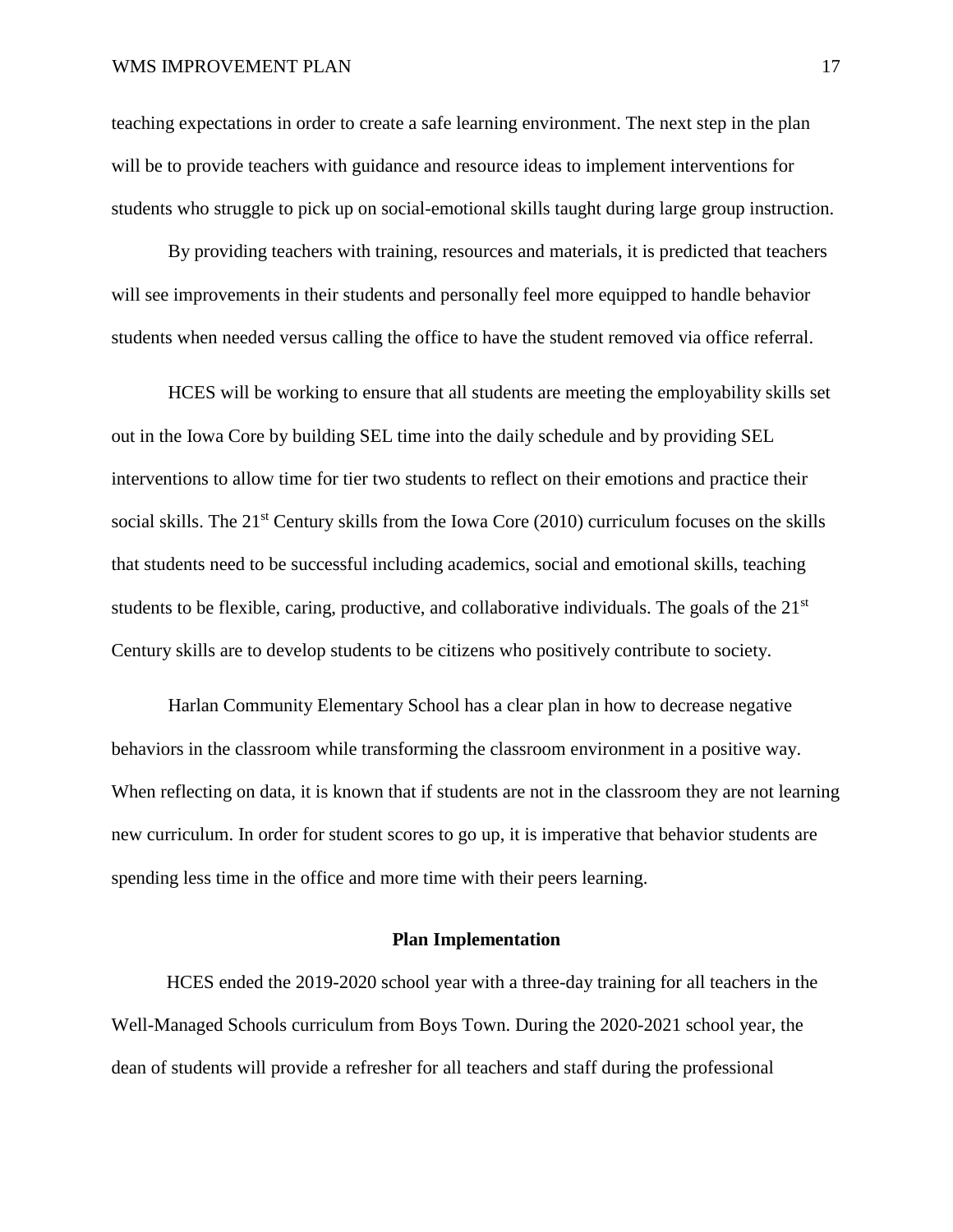teaching expectations in order to create a safe learning environment. The next step in the plan will be to provide teachers with guidance and resource ideas to implement interventions for students who struggle to pick up on social-emotional skills taught during large group instruction.

By providing teachers with training, resources and materials, it is predicted that teachers will see improvements in their students and personally feel more equipped to handle behavior students when needed versus calling the office to have the student removed via office referral.

HCES will be working to ensure that all students are meeting the employability skills set out in the Iowa Core by building SEL time into the daily schedule and by providing SEL interventions to allow time for tier two students to reflect on their emotions and practice their social skills. The 21st Century skills from the Iowa Core (2010) curriculum focuses on the skills that students need to be successful including academics, social and emotional skills, teaching students to be flexible, caring, productive, and collaborative individuals. The goals of the 21st Century skills are to develop students to be citizens who positively contribute to society.

Harlan Community Elementary School has a clear plan in how to decrease negative behaviors in the classroom while transforming the classroom environment in a positive way. When reflecting on data, it is known that if students are not in the classroom they are not learning new curriculum. In order for student scores to go up, it is imperative that behavior students are spending less time in the office and more time with their peers learning.

## Plan Implementation

HCES ended the 2019-2020 school year with a three-day training for all teachers in the Well-Managed Schools curriculum from Boys Town. During the 2020-2021 school year, the dean of students will provide a refresher for all teachers and staff during the professional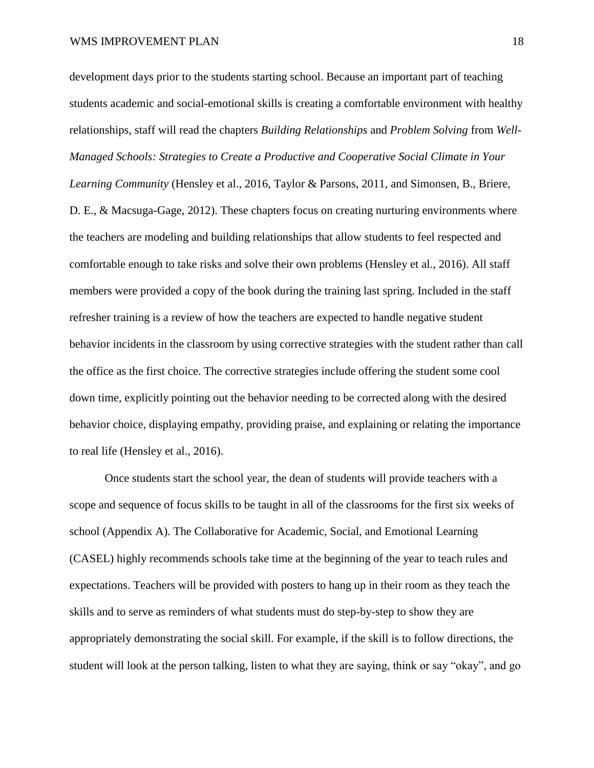development days prior to the students starting school. Because an important part of teaching students academic and social-emotional skills is creating a comfortable environment with healthy relationships, staff will read the chapters *Building Relationships* and *Problem Solving* from *Well-Managed Schools: Strategies to Create a Productive and Cooperative Social Climate in Your Learning Community* (Hensley et al., 2016, Taylor & Parsons, 2011, and Simonsen, B., Briere, D. E., & Macsuga-Gage, 2012). These chapters focus on creating nurturing environments where the teachers are modeling and building relationships that allow students to feel respected and comfortable enough to take risks and solve their own problems (Hensley et al., 2016). All staff members were provided a copy of the book during the training last spring. Included in the staff refresher training is a review of how the teachers are expected to handle negative student behavior incidents in the classroom by using corrective strategies with the student rather than call the office as the first choice. The corrective strategies include offering the student some cool down time, explicitly pointing out the behavior needing to be corrected along with the desired behavior choice, displaying empathy, providing praise, and explaining or relating the importance to real life (Hensley et al., 2016).

Once students start the school year, the dean of students will provide teachers with a scope and sequence of focus skills to be taught in all of the classrooms for the first six weeks of school (Appendix A). The Collaborative for Academic, Social, and Emotional Learning (CASEL) highly recommends schools take time at the beginning of the year to teach rules and expectations. Teachers will be provided with posters to hang up in their room as they teach the skills and to serve as reminders of what students must do step-by-step to show they are appropriately demonstrating the social skill. For example, if the skill is to follow directions, the student will look at the person talking, listen to what they are saying, think or say "okay", and go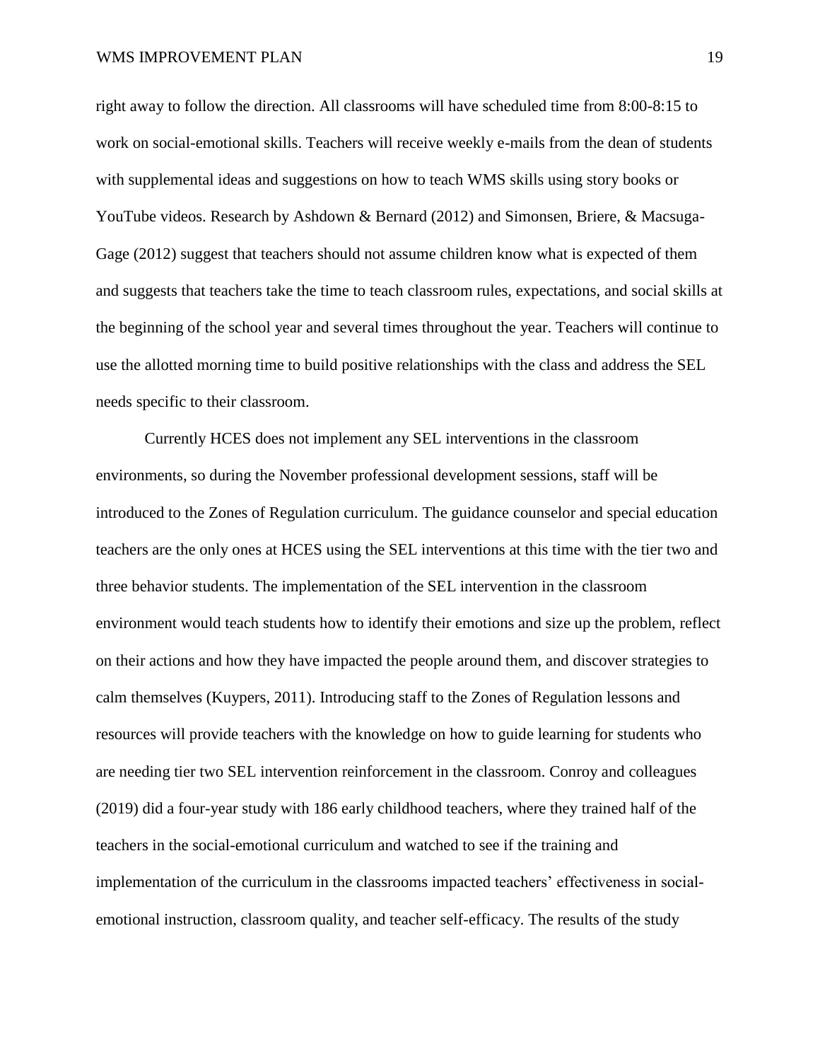right away to follow the direction. All classrooms will have scheduled time from 8:00-8:15 to work on social-emotional skills. Teachers will receive weekly e-mails from the dean of students with supplemental ideas and suggestions on how to teach WMS skills using story books or YouTube videos. Research by Ashdown & Bernard (2012) and Simonsen, Briere, & Macsuga-Gage (2012) suggest that teachers should not assume children know what is expected of them and suggests that teachers take the time to teach classroom rules, expectations, and social skills at the beginning of the school year and several times throughout the year. Teachers will continue to use the allotted morning time to build positive relationships with the class and address the SEL needs specific to their classroom.

Currently HCES does not implement any SEL interventions in the classroom environments, so during the November professional development sessions, staff will be introduced to the Zones of Regulation curriculum. The guidance counselor and special education teachers are the only ones at HCES using the SEL interventions at this time with the tier two and three behavior students. The implementation of the SEL intervention in the classroom environment would teach students how to identify their emotions and size up the problem, reflect on their actions and how they have impacted the people around them, and discover strategies to calm themselves (Kuypers, 2011). Introducing staff to the Zones of Regulation lessons and resources will provide teachers with the knowledge on how to guide learning for students who are needing tier two SEL intervention reinforcement in the classroom. Conroy and colleagues (2019) did a four-year study with 186 early childhood teachers, where they trained half of the teachers in the social-emotional curriculum and watched to see if the training and implementation of the curriculum in the classrooms impacted teachers' effectiveness in social-emotional instruction, classroom quality, and teacher self-efficacy. The results of the study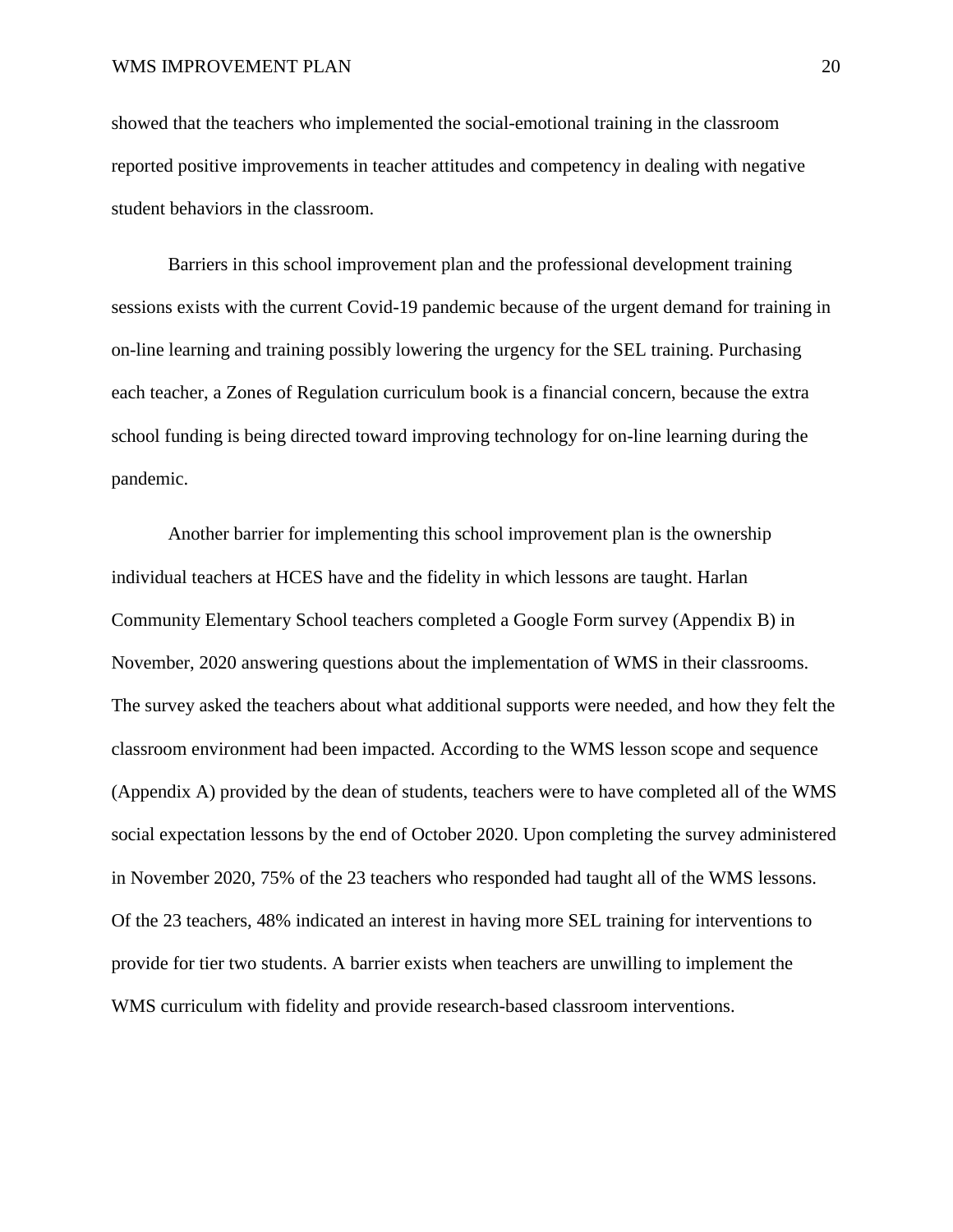showed that the teachers who implemented the social-emotional training in the classroom reported positive improvements in teacher attitudes and competency in dealing with negative student behaviors in the classroom.

Barriers in this school improvement plan and the professional development training sessions exists with the current Covid-19 pandemic because of the urgent demand for training in on-line learning and training possibly lowering the urgency for the SEL training. Purchasing each teacher, a Zones of Regulation curriculum book is a financial concern, because the extra school funding is being directed toward improving technology for on-line learning during the pandemic.

Another barrier for implementing this school improvement plan is the ownership individual teachers at HCES have and the fidelity in which lessons are taught. Harlan Community Elementary School teachers completed a Google Form survey (Appendix B) in November, 2020 answering questions about the implementation of WMS in their classrooms. The survey asked the teachers about what additional supports were needed, and how they felt the classroom environment had been impacted. According to the WMS lesson scope and sequence (Appendix A) provided by the dean of students, teachers were to have completed all of the WMS social expectation lessons by the end of October 2020. Upon completing the survey administered in November 2020, 75% of the 23 teachers who responded had taught all of the WMS lessons. Of the 23 teachers, 48% indicated an interest in having more SEL training for interventions to provide for tier two students. A barrier exists when teachers are unwilling to implement the WMS curriculum with fidelity and provide research-based classroom interventions.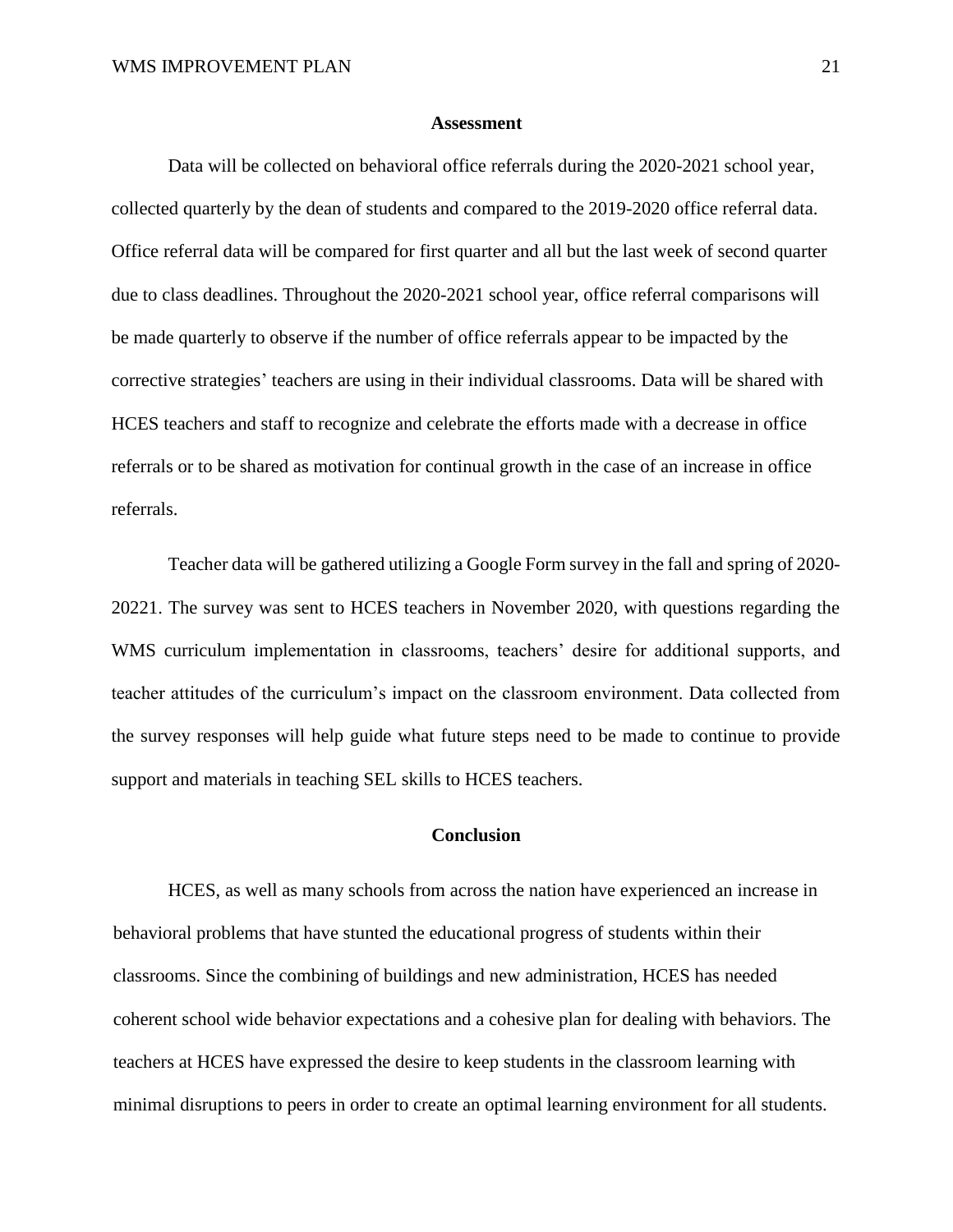## Assessment

Data will be collected on behavioral office referrals during the 2020-2021 school year, collected quarterly by the dean of students and compared to the 2019-2020 office referral data. Office referral data will be compared for first quarter and all but the last week of second quarter due to class deadlines. Throughout the 2020-2021 school year, office referral comparisons will be made quarterly to observe if the number of office referrals appear to be impacted by the corrective strategies' teachers are using in their individual classrooms. Data will be shared with HCES teachers and staff to recognize and celebrate the efforts made with a decrease in office referrals or to be shared as motivation for continual growth in the case of an increase in office referrals.

Teacher data will be gathered utilizing a Google Form survey in the fall and spring of 2020-20221. The survey was sent to HCES teachers in November 2020, with questions regarding the WMS curriculum implementation in classrooms, teachers' desire for additional supports, and teacher attitudes of the curriculum's impact on the classroom environment. Data collected from the survey responses will help guide what future steps need to be made to continue to provide support and materials in teaching SEL skills to HCES teachers.

## Conclusion

HCES, as well as many schools from across the nation have experienced an increase in behavioral problems that have stunted the educational progress of students within their classrooms. Since the combining of buildings and new administration, HCES has needed coherent school wide behavior expectations and a cohesive plan for dealing with behaviors. The teachers at HCES have expressed the desire to keep students in the classroom learning with minimal disruptions to peers in order to create an optimal learning environment for all students.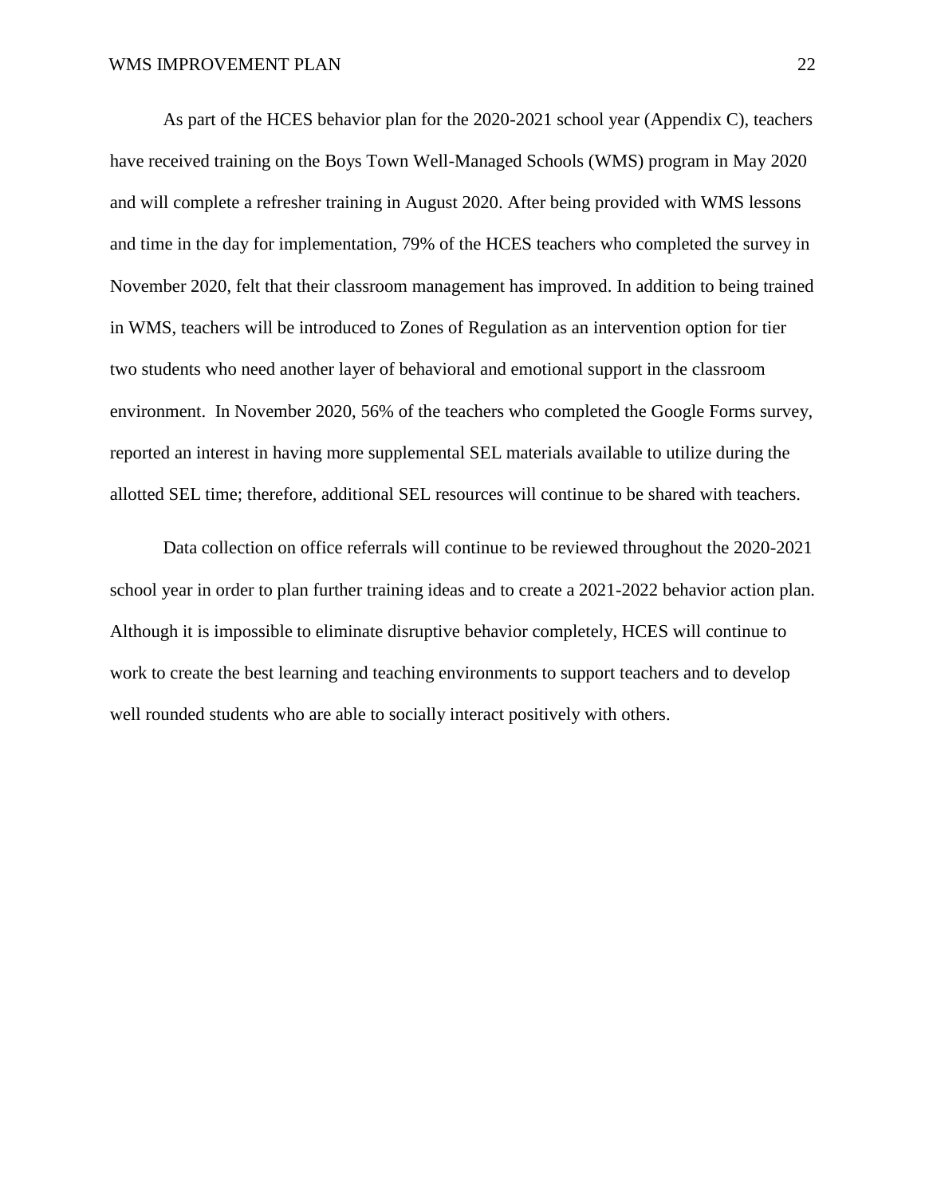As part of the HCES behavior plan for the 2020-2021 school year (Appendix C), teachers have received training on the Boys Town Well-Managed Schools (WMS) program in May 2020 and will complete a refresher training in August 2020. After being provided with WMS lessons and time in the day for implementation, 79% of the HCES teachers who completed the survey in November 2020, felt that their classroom management has improved. In addition to being trained in WMS, teachers will be introduced to Zones of Regulation as an intervention option for tier two students who need another layer of behavioral and emotional support in the classroom environment. In November 2020, 56% of the teachers who completed the Google Forms survey, reported an interest in having more supplemental SEL materials available to utilize during the allotted SEL time; therefore, additional SEL resources will continue to be shared with teachers.

Data collection on office referrals will continue to be reviewed throughout the 2020-2021 school year in order to plan further training ideas and to create a 2021-2022 behavior action plan. Although it is impossible to eliminate disruptive behavior completely, HCES will continue to work to create the best learning and teaching environments to support teachers and to develop well rounded students who are able to socially interact positively with others.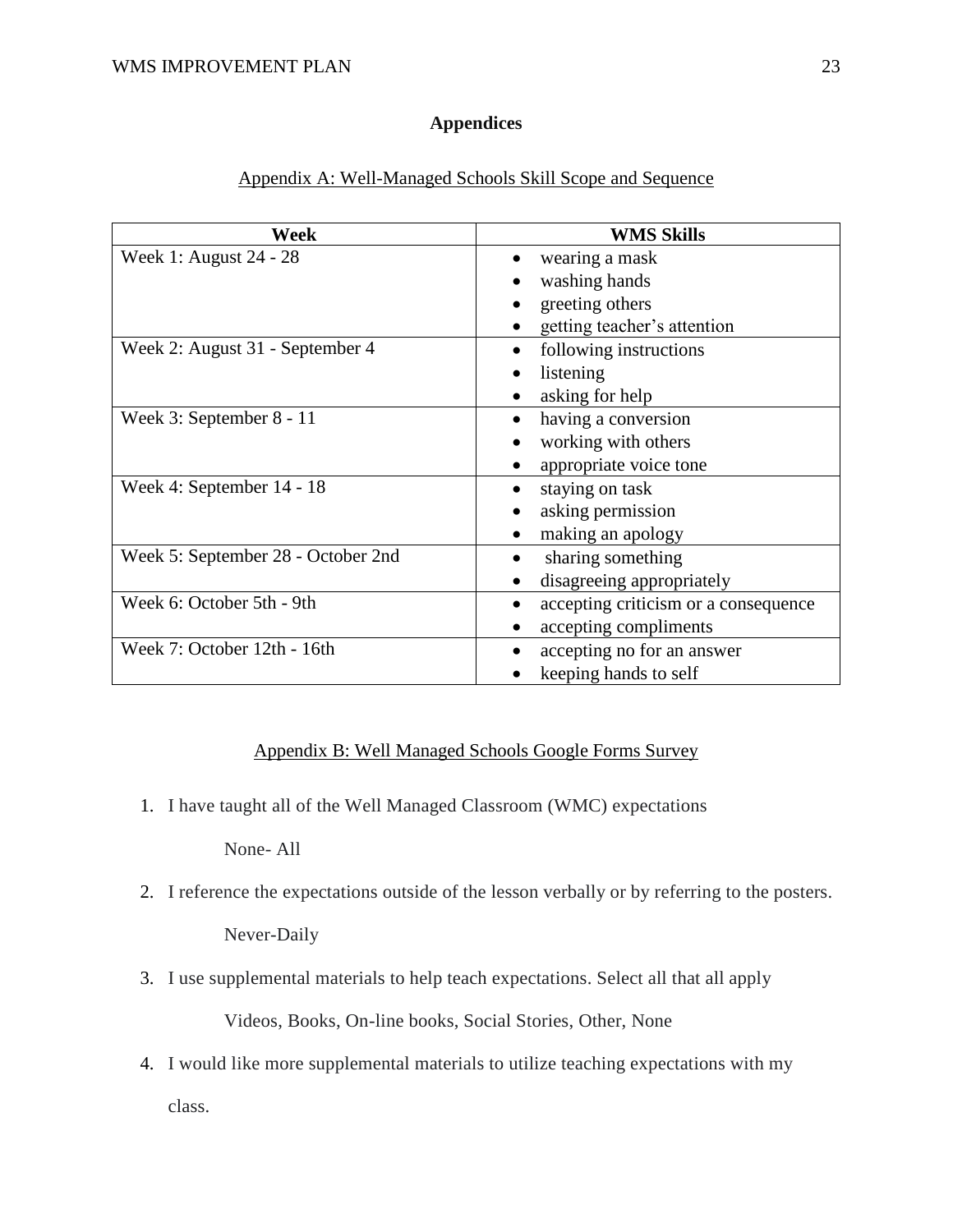# Appendices

## Appendix A: Well-Managed Schools Skill Scope and Sequence

| Week | WMS Skills |
|---|---|
| Week 1: August 24 - 28 | • wearing a mask<br>• washing hands<br>• greeting others<br>• getting teacher's attention |
| Week 2: August 31 - September 4 | • following instructions<br>• listening<br>• asking for help |
| Week 3: September 8 - 11 | • having a conversion<br>• working with others<br>• appropriate voice tone |
| Week 4: September 14 - 18 | • staying on task<br>• asking permission<br>• making an apology |
| Week 5: September 28 - October 2nd | • sharing something<br>• disagreeing appropriately |
| Week 6: October 5th - 9th | • accepting criticism or a consequence<br>• accepting compliments |
| Week 7: October 12th - 16th | • accepting no for an answer<br>• keeping hands to self |

## Appendix B: Well Managed Schools Google Forms Survey

1. I have taught all of the Well Managed Classroom (WMC) expectations

   None- All

2. I reference the expectations outside of the lesson verbally or by referring to the posters.

   Never-Daily

3. I use supplemental materials to help teach expectations. Select all that all apply

   Videos, Books, On-line books, Social Stories, Other, None

4. I would like more supplemental materials to utilize teaching expectations with my class.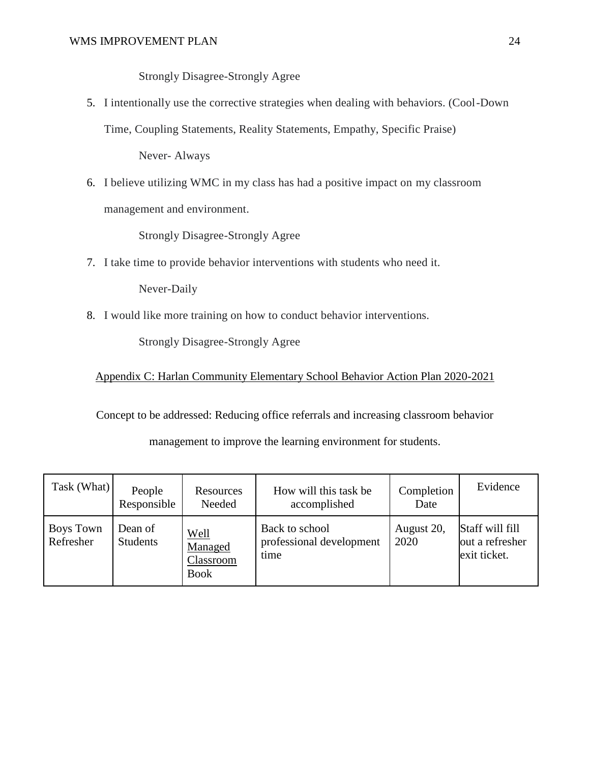Strongly Disagree-Strongly Agree

5. I intentionally use the corrective strategies when dealing with behaviors. (Cool-Down Time, Coupling Statements, Reality Statements, Empathy, Specific Praise)

   Never- Always

6. I believe utilizing WMC in my class has had a positive impact on my classroom management and environment.

   Strongly Disagree-Strongly Agree

7. I take time to provide behavior interventions with students who need it.

   Never-Daily

8. I would like more training on how to conduct behavior interventions.

   Strongly Disagree-Strongly Agree

## Appendix C: Harlan Community Elementary School Behavior Action Plan 2020-2021

Concept to be addressed: Reducing office referrals and increasing classroom behavior management to improve the learning environment for students.

| Task (What) | People Responsible | Resources Needed | How will this task be accomplished | Completion Date | Evidence |
|---|---|---|---|---|---|
| Boys Town Refresher | Dean of Students | Well Managed Classroom Book | Back to school professional development time | August 20, 2020 | Staff will fill out a refresher exit ticket. |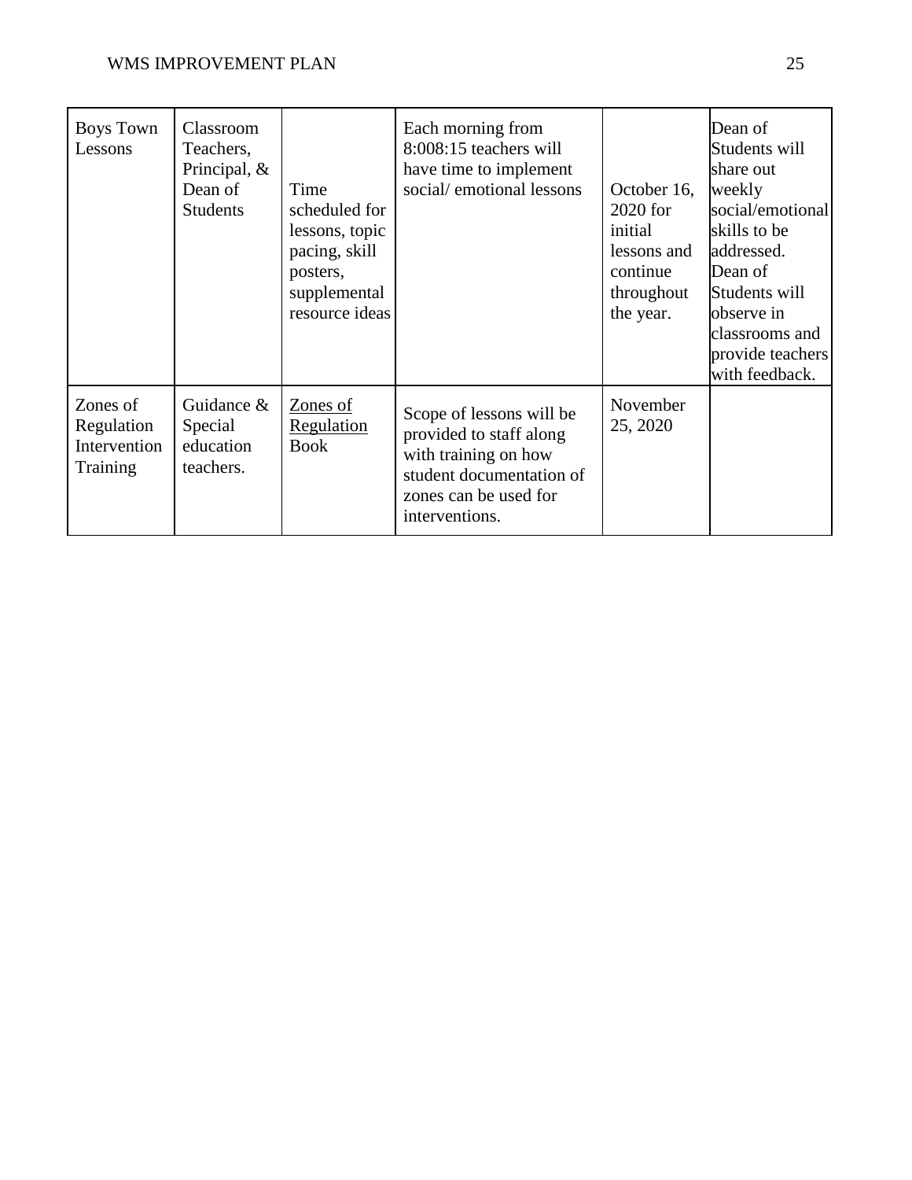| Boys Town Lessons | Classroom Teachers, Principal, & Dean of Students | Time scheduled for lessons, topic pacing, skill posters, supplemental resource ideas | Each morning from 8:008:15 teachers will have time to implement social/ emotional lessons | October 16, 2020 for initial lessons and continue throughout the year. | Dean of Students will share out weekly social/emotional skills to be addressed. Dean of Students will observe in classrooms and provide teachers with feedback. |
|---|---|---|---|---|---|
| Zones of Regulation Intervention Training | Guidance & Special education teachers. | Zones of Regulation Book | Scope of lessons will be provided to staff along with training on how student documentation of zones can be used for interventions. | November 25, 2020 | |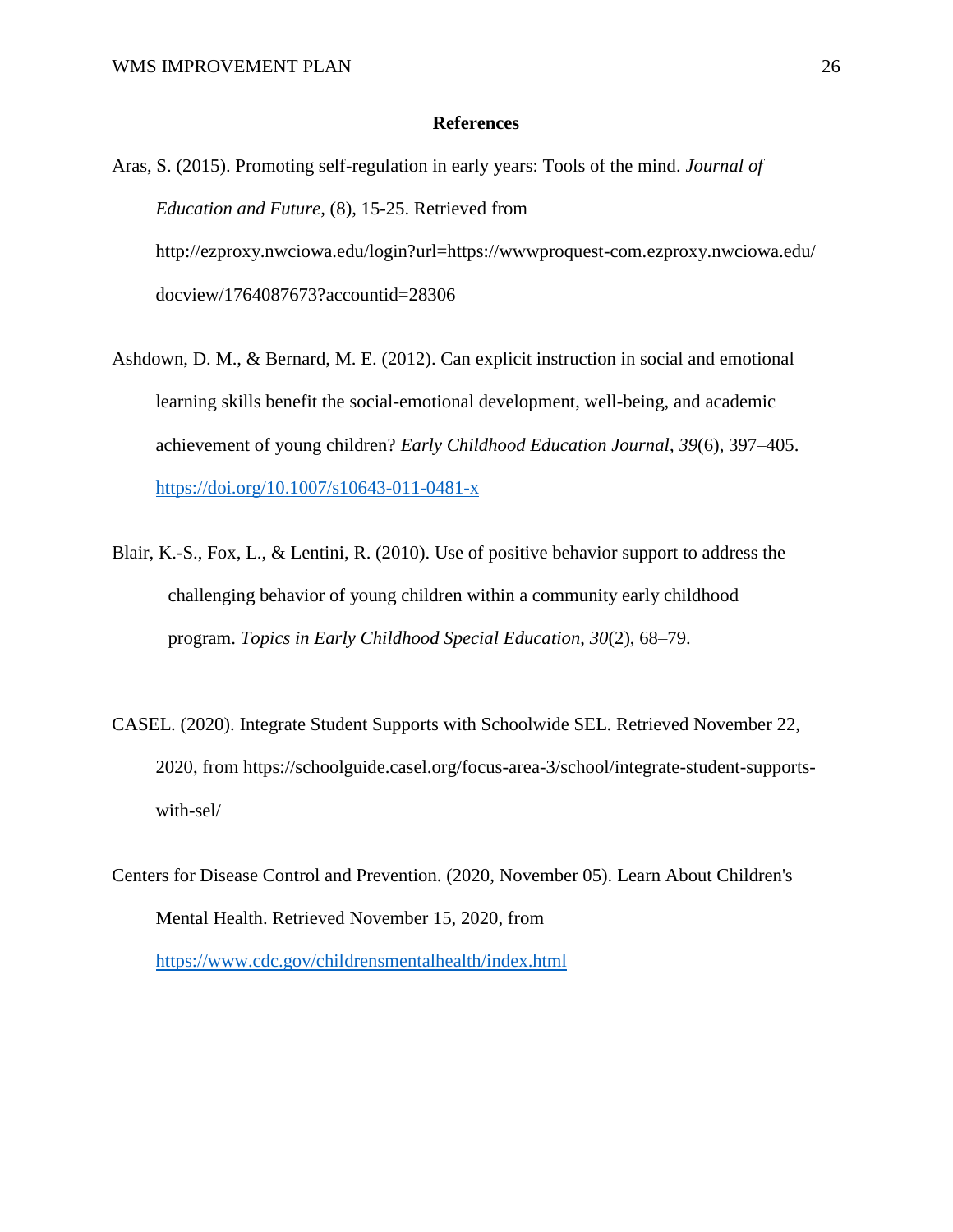## References

Aras, S. (2015). Promoting self-regulation in early years: Tools of the mind. *Journal of Education and Future,* (8), 15-25. Retrieved from http://ezproxy.nwciowa.edu/login?url=https://wwwproquest-com.ezproxy.nwciowa.edu/docview/1764087673?accountid=28306

Ashdown, D. M., & Bernard, M. E. (2012). Can explicit instruction in social and emotional learning skills benefit the social-emotional development, well-being, and academic achievement of young children? *Early Childhood Education Journal*, *39*(6), 397–405. https://doi.org/10.1007/s10643-011-0481-x

Blair, K.-S., Fox, L., & Lentini, R. (2010). Use of positive behavior support to address the challenging behavior of young children within a community early childhood program. *Topics in Early Childhood Special Education, 30*(2), 68–79.

CASEL. (2020). Integrate Student Supports with Schoolwide SEL. Retrieved November 22, 2020, from https://schoolguide.casel.org/focus-area-3/school/integrate-student-supports-with-sel/

Centers for Disease Control and Prevention. (2020, November 05). Learn About Children's Mental Health. Retrieved November 15, 2020, from https://www.cdc.gov/childrensmentalhealth/index.html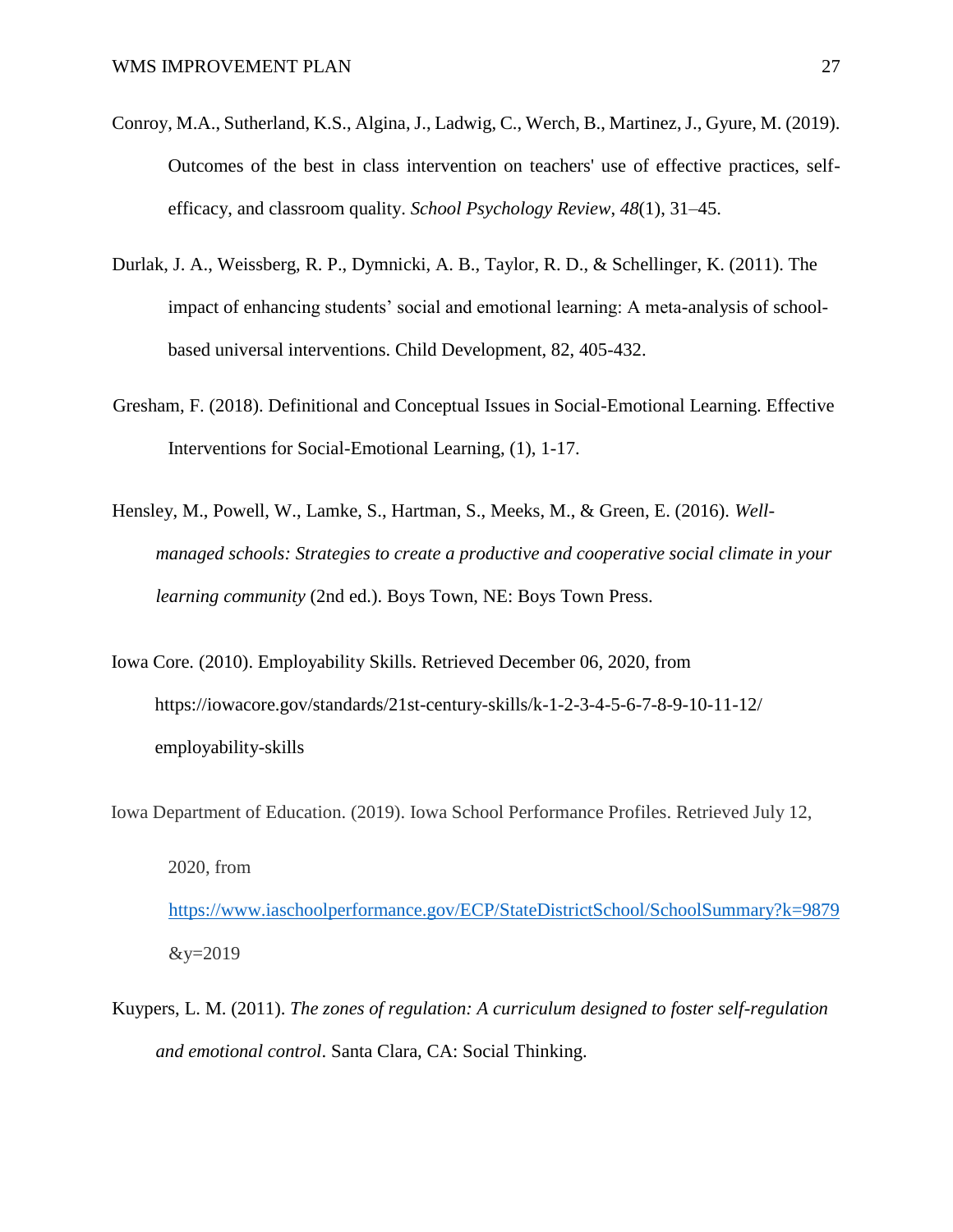Conroy, M.A., Sutherland, K.S., Algina, J., Ladwig, C., Werch, B., Martinez, J., Gyure, M. (2019). Outcomes of the best in class intervention on teachers' use of effective practices, self-efficacy, and classroom quality. *School Psychology Review*, *48*(1), 31–45.

Durlak, J. A., Weissberg, R. P., Dymnicki, A. B., Taylor, R. D., & Schellinger, K. (2011). The impact of enhancing students' social and emotional learning: A meta-analysis of school-based universal interventions. Child Development, 82, 405-432.

Gresham, F. (2018). Definitional and Conceptual Issues in Social-Emotional Learning. Effective Interventions for Social-Emotional Learning, (1), 1-17.

Hensley, M., Powell, W., Lamke, S., Hartman, S., Meeks, M., & Green, E. (2016). *Well-managed schools: Strategies to create a productive and cooperative social climate in your learning community* (2nd ed.). Boys Town, NE: Boys Town Press.

Iowa Core. (2010). Employability Skills. Retrieved December 06, 2020, from https://iowacore.gov/standards/21st-century-skills/k-1-2-3-4-5-6-7-8-9-10-11-12/employability-skills

Iowa Department of Education. (2019). Iowa School Performance Profiles. Retrieved July 12, 2020, from https://www.iaschoolperformance.gov/ECP/StateDistrictSchool/SchoolSummary?k=9879&y=2019

Kuypers, L. M. (2011). *The zones of regulation: A curriculum designed to foster self-regulation and emotional control*. Santa Clara, CA: Social Thinking.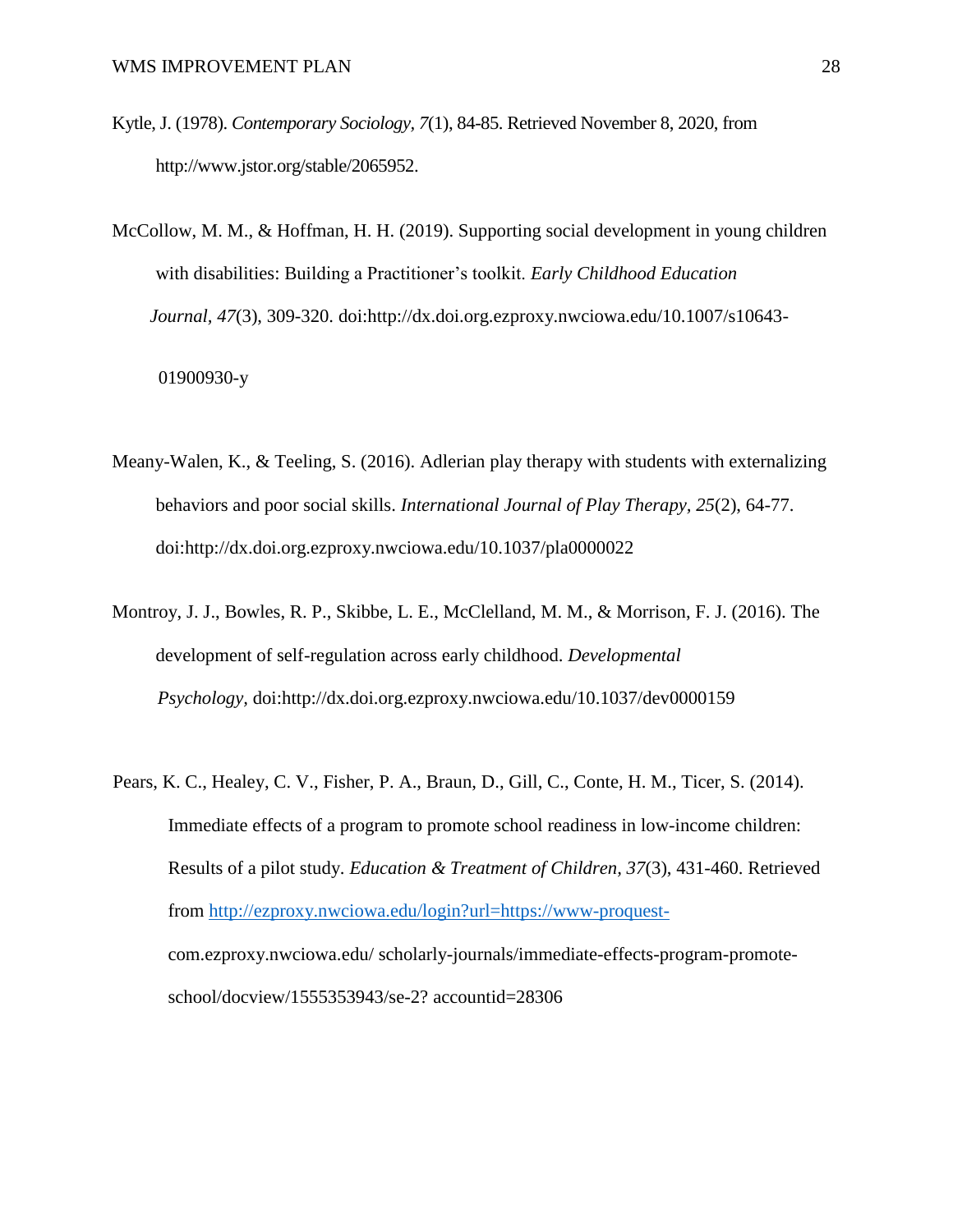Kytle, J. (1978). *Contemporary Sociology, 7*(1), 84-85. Retrieved November 8, 2020, from http://www.jstor.org/stable/2065952.

McCollow, M. M., & Hoffman, H. H. (2019). Supporting social development in young children with disabilities: Building a Practitioner's toolkit. *Early Childhood Education Journal, 47*(3), 309-320. doi:http://dx.doi.org.ezproxy.nwciowa.edu/10.1007/s10643-01900930-y

Meany-Walen, K., & Teeling, S. (2016). Adlerian play therapy with students with externalizing behaviors and poor social skills. *International Journal of Play Therapy, 25*(2), 64-77. doi:http://dx.doi.org.ezproxy.nwciowa.edu/10.1037/pla0000022

Montroy, J. J., Bowles, R. P., Skibbe, L. E., McClelland, M. M., & Morrison, F. J. (2016). The development of self-regulation across early childhood. *Developmental Psychology,* doi:http://dx.doi.org.ezproxy.nwciowa.edu/10.1037/dev0000159

Pears, K. C., Healey, C. V., Fisher, P. A., Braun, D., Gill, C., Conte, H. M., Ticer, S. (2014). Immediate effects of a program to promote school readiness in low-income children: Results of a pilot study. *Education & Treatment of Children, 37*(3), 431-460. Retrieved from http://ezproxy.nwciowa.edu/login?url=https://www-proquest-com.ezproxy.nwciowa.edu/ scholarly-journals/immediate-effects-program-promote-school/docview/1555353943/se-2? accountid=28306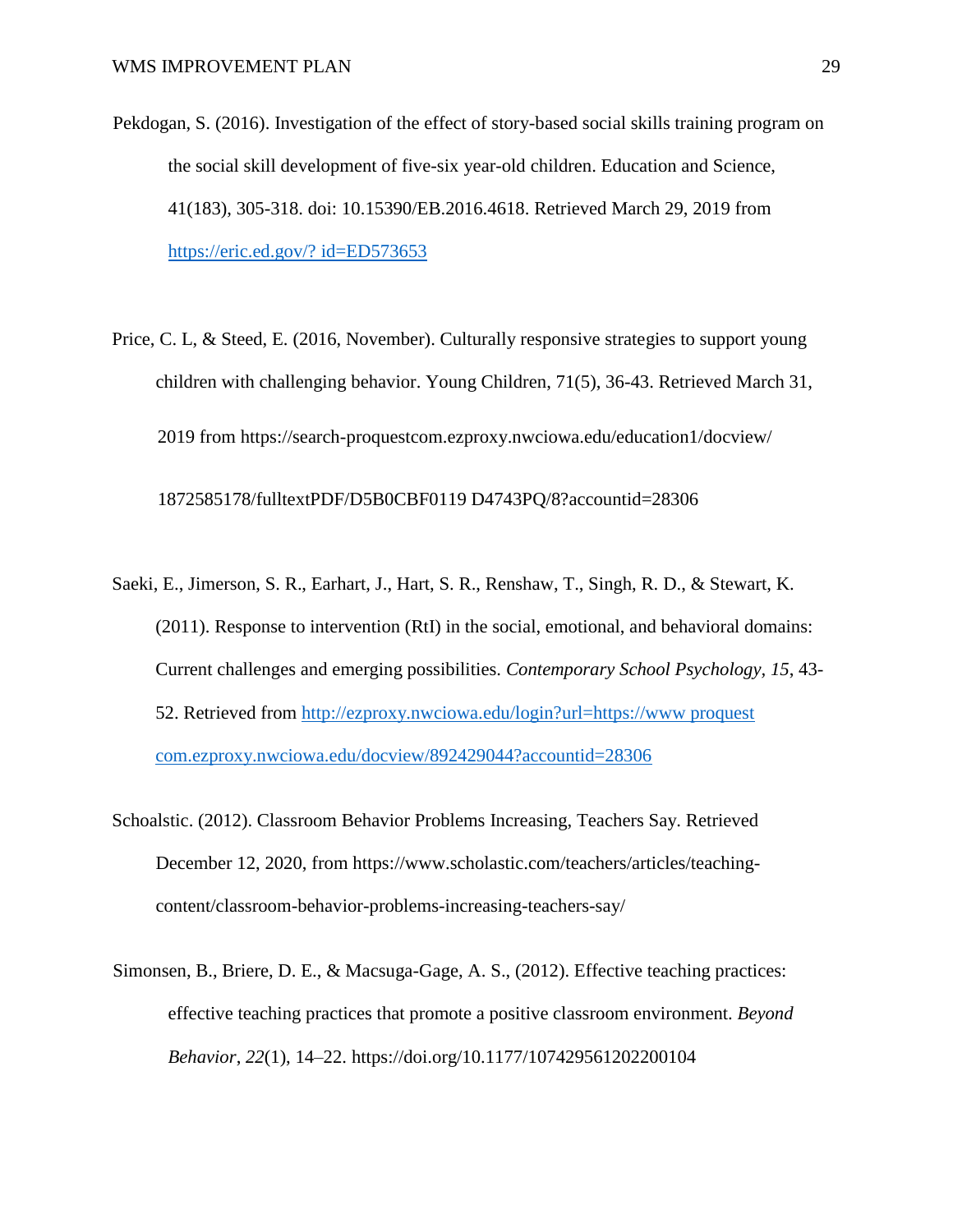Pekdogan, S. (2016). Investigation of the effect of story-based social skills training program on the social skill development of five-six year-old children. Education and Science, 41(183), 305-318. doi: 10.15390/EB.2016.4618. Retrieved March 29, 2019 from [https://eric.ed.gov/? id=ED573653](https://eric.ed.gov/?id=ED573653)

Price, C. L, & Steed, E. (2016, November). Culturally responsive strategies to support young children with challenging behavior. Young Children, 71(5), 36-43. Retrieved March 31, 2019 from https://search-proquestcom.ezproxy.nwciowa.edu/education1/docview/ 1872585178/fulltextPDF/D5B0CBF0119 D4743PQ/8?accountid=28306

Saeki, E., Jimerson, S. R., Earhart, J., Hart, S. R., Renshaw, T., Singh, R. D., & Stewart, K. (2011). Response to intervention (RtI) in the social, emotional, and behavioral domains: Current challenges and emerging possibilities. *Contemporary School Psychology*, *15*, 43-52. Retrieved from [http://ezproxy.nwciowa.edu/login?url=https://www proquest com.ezproxy.nwciowa.edu/docview/892429044?accountid=28306](http://ezproxy.nwciowa.edu/login?url=https://www.proquest.com.ezproxy.nwciowa.edu/docview/892429044?accountid=28306)

Schoalstic. (2012). Classroom Behavior Problems Increasing, Teachers Say. Retrieved December 12, 2020, from https://www.scholastic.com/teachers/articles/teaching-content/classroom-behavior-problems-increasing-teachers-say/

Simonsen, B., Briere, D. E., & Macsuga-Gage, A. S., (2012). Effective teaching practices: effective teaching practices that promote a positive classroom environment. *Beyond Behavior*, *22*(1), 14–22. https://doi.org/10.1177/107429561202200104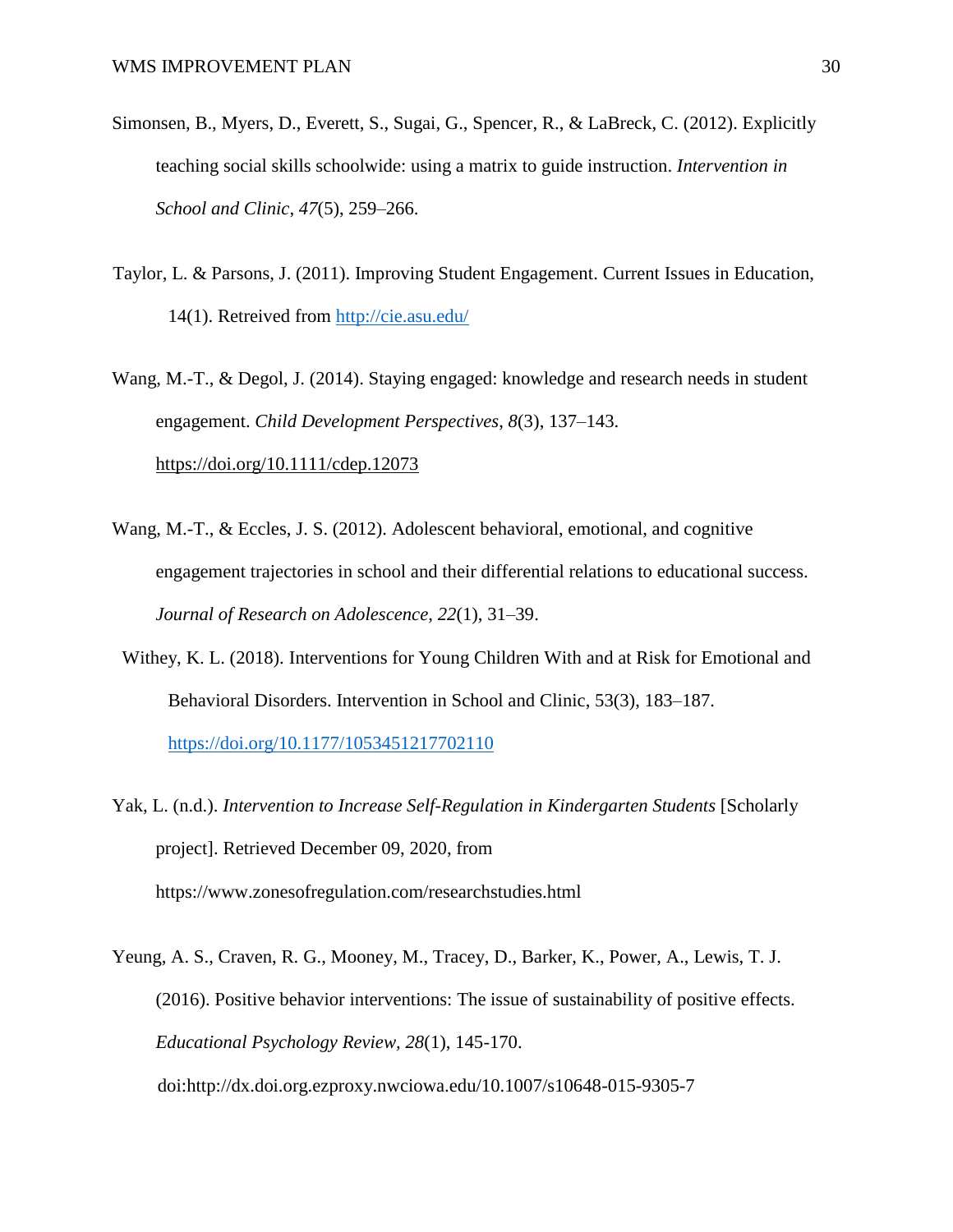Simonsen, B., Myers, D., Everett, S., Sugai, G., Spencer, R., & LaBreck, C. (2012). Explicitly teaching social skills schoolwide: using a matrix to guide instruction. *Intervention in School and Clinic*, *47*(5), 259–266.

Taylor, L. & Parsons, J. (2011). Improving Student Engagement. Current Issues in Education, 14(1). Retreived from [http://cie.asu.edu/](http://cie.asu.edu/)

Wang, M.-T., & Degol, J. (2014). Staying engaged: knowledge and research needs in student engagement. *Child Development Perspectives*, *8*(3), 137–143. https://doi.org/10.1111/cdep.12073

Wang, M.-T., & Eccles, J. S. (2012). Adolescent behavioral, emotional, and cognitive engagement trajectories in school and their differential relations to educational success. *Journal of Research on Adolescence*, *22*(1), 31–39.

Withey, K. L. (2018). Interventions for Young Children With and at Risk for Emotional and Behavioral Disorders. Intervention in School and Clinic, 53(3), 183–187. [https://doi.org/10.1177/1053451217702110](https://doi.org/10.1177/1053451217702110)

Yak, L. (n.d.). *Intervention to Increase Self-Regulation in Kindergarten Students* [Scholarly project]. Retrieved December 09, 2020, from https://www.zonesofregulation.com/researchstudies.html

Yeung, A. S., Craven, R. G., Mooney, M., Tracey, D., Barker, K., Power, A., Lewis, T. J. (2016). Positive behavior interventions: The issue of sustainability of positive effects. *Educational Psychology Review, 28*(1), 145-170. doi:http://dx.doi.org.ezproxy.nwciowa.edu/10.1007/s10648-015-9305-7